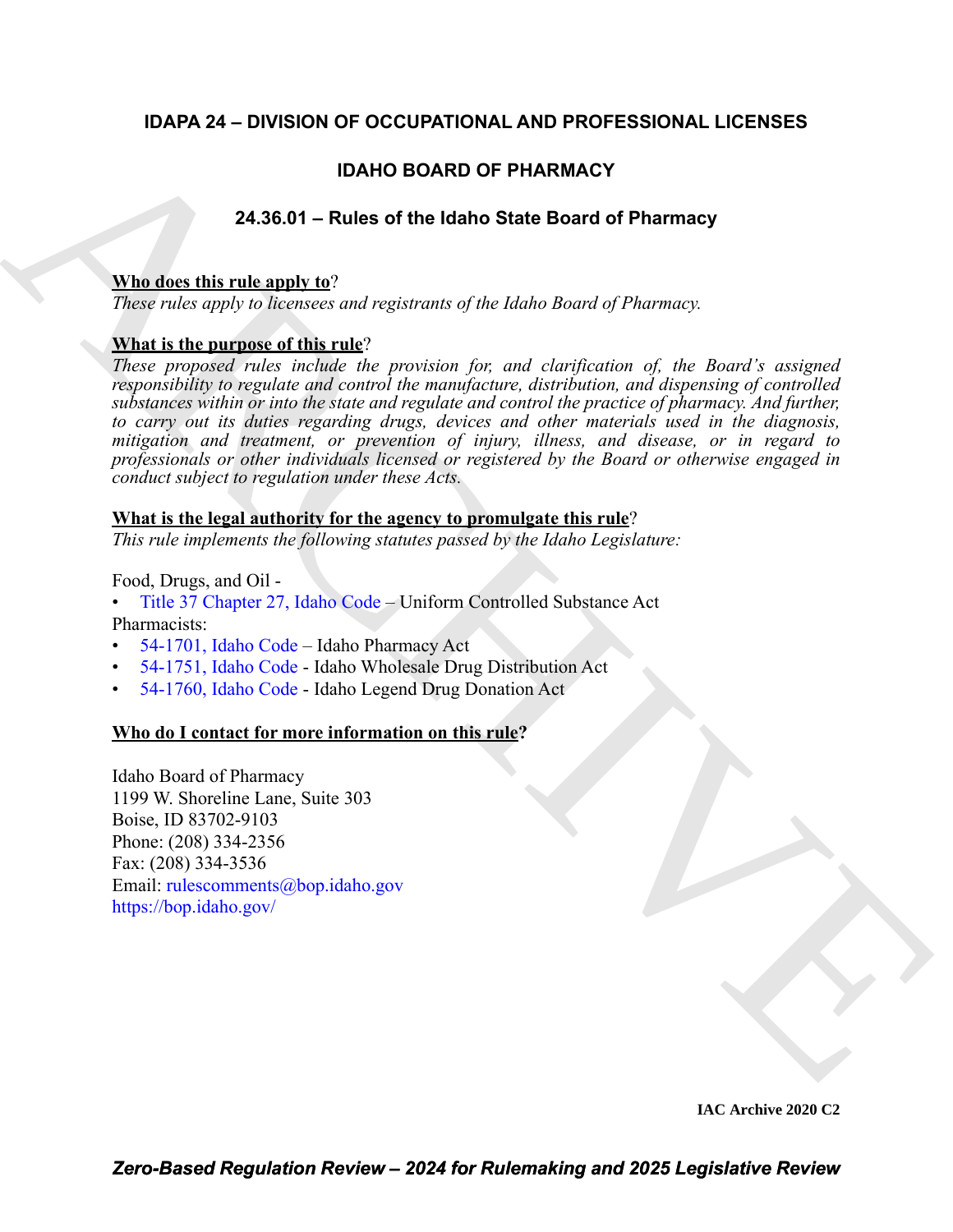# IDAPA 24 – DIVISION OF OCCUPATIONAL AND PROFESSIONAL LICENSES

## IDAHO BOARD OF PHARMACY

## 24.36.01 – Rules of the Idaho State Board of Pharmacy

**Who does this rule apply to**?

*These rules apply to licensees and registrants of the Idaho Board of Pharmacy.*

**What is the purpose of this rule**?

*These proposed rules include the provision for, and clarification of, the Board's assigned responsibility to regulate and control the manufacture, distribution, and dispensing of controlled substances within or into the state and regulate and control the practice of pharmacy. And further, to carry out its duties regarding drugs, devices and other materials used in the diagnosis, mitigation and treatment, or prevention of injury, illness, and disease, or in regard to professionals or other individuals licensed or registered by the Board or otherwise engaged in conduct subject to regulation under these Acts.*

**What is the legal authority for the agency to promulgate this rule**?

*This rule implements the following statutes passed by the Idaho Legislature:*

Food, Drugs, and Oil -

- Title 37 Chapter 27, Idaho Code – Uniform Controlled Substance Act

Pharmacists:

- 54-1701, Idaho Code – Idaho Pharmacy Act
- 54-1751, Idaho Code - Idaho Wholesale Drug Distribution Act
- 54-1760, Idaho Code - Idaho Legend Drug Donation Act

**Who do I contact for more information on this rule?**

Idaho Board of Pharmacy
1199 W. Shoreline Lane, Suite 303
Boise, ID 83702-9103
Phone: (208) 334-2356
Fax: (208) 334-3536
Email: rulescomments@bop.idaho.gov
https://bop.idaho.gov/

IAC Archive 2020 C2

*Zero-Based Regulation Review – 2024 for Rulemaking and 2025 Legislative Review*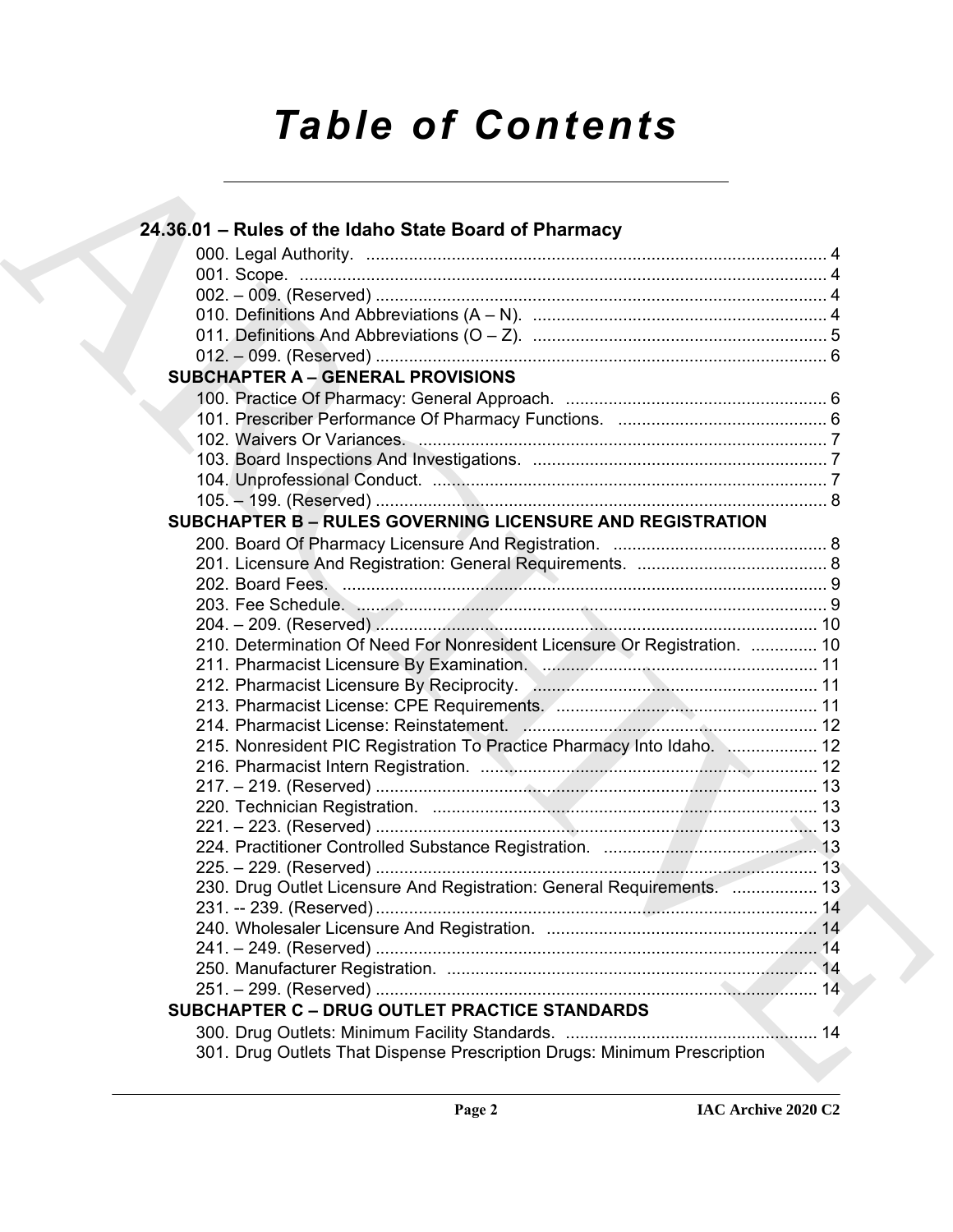# Table of Contents

## 24.36.01 – Rules of the Idaho State Board of Pharmacy

000. Legal Authority. ........................................................................................ 4
001. Scope. ........................................................................................ 4
002. – 009. (Reserved) ........................................................................................ 4
010. Definitions And Abbreviations (A – N). ........................................................................................ 4
011. Definitions And Abbreviations (O – Z). ........................................................................................ 5
012. – 099. (Reserved) ........................................................................................ 6

### SUBCHAPTER A – GENERAL PROVISIONS

100. Practice Of Pharmacy: General Approach. ........................................................................................ 6
101. Prescriber Performance Of Pharmacy Functions. ........................................................................................ 6
102. Waivers Or Variances. ........................................................................................ 7
103. Board Inspections And Investigations. ........................................................................................ 7
104. Unprofessional Conduct. ........................................................................................ 7
105. – 199. (Reserved) ........................................................................................ 8

### SUBCHAPTER B – RULES GOVERNING LICENSURE AND REGISTRATION

200. Board Of Pharmacy Licensure And Registration. ........................................................................................ 8
201. Licensure And Registration: General Requirements. ........................................................................................ 8
202. Board Fees. ........................................................................................ 9
203. Fee Schedule. ........................................................................................ 9
204. – 209. (Reserved) ........................................................................................ 10
210. Determination Of Need For Nonresident Licensure Or Registration. ........................................................................................ 10
211. Pharmacist Licensure By Examination. ........................................................................................ 11
212. Pharmacist Licensure By Reciprocity. ........................................................................................ 11
213. Pharmacist License: CPE Requirements. ........................................................................................ 11
214. Pharmacist License: Reinstatement. ........................................................................................ 12
215. Nonresident PIC Registration To Practice Pharmacy Into Idaho. ........................................................................................ 12
216. Pharmacist Intern Registration. ........................................................................................ 12
217. – 219. (Reserved) ........................................................................................ 13
220. Technician Registration. ........................................................................................ 13
221. – 223. (Reserved) ........................................................................................ 13
224. Practitioner Controlled Substance Registration. ........................................................................................ 13
225. – 229. (Reserved) ........................................................................................ 13
230. Drug Outlet Licensure And Registration: General Requirements. ........................................................................................ 13
231. -- 239. (Reserved) ........................................................................................ 14
240. Wholesaler Licensure And Registration. ........................................................................................ 14
241. – 249. (Reserved) ........................................................................................ 14
250. Manufacturer Registration. ........................................................................................ 14
251. – 299. (Reserved) ........................................................................................ 14

### SUBCHAPTER C – DRUG OUTLET PRACTICE STANDARDS

300. Drug Outlets: Minimum Facility Standards. ........................................................................................ 14
301. Drug Outlets That Dispense Prescription Drugs: Minimum Prescription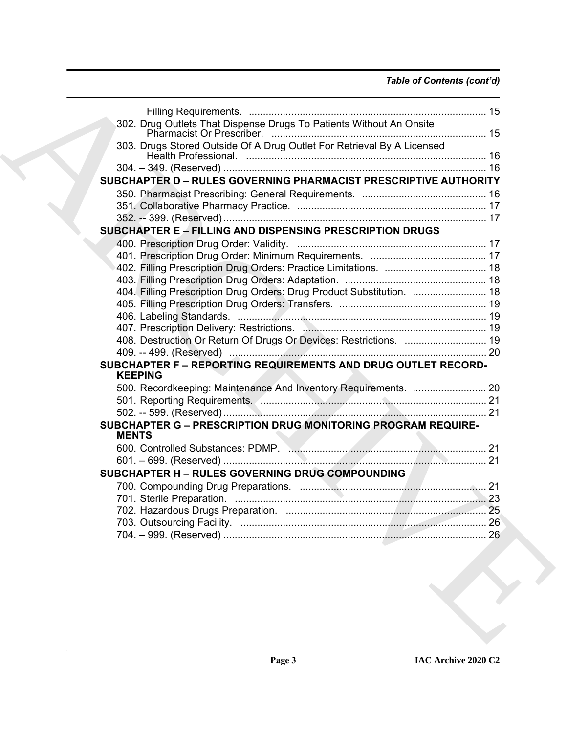Filling Requirements. .................................................................................... 15

302. Drug Outlets That Dispense Drugs To Patients Without An Onsite Pharmacist Or Prescriber. ........................................................................... 15

303. Drugs Stored Outside Of A Drug Outlet For Retrieval By A Licensed Health Professional. .................................................................................... 16

304. – 349. (Reserved) ............................................................................................. 16

**SUBCHAPTER D – RULES GOVERNING PHARMACIST PRESCRIPTIVE AUTHORITY**

350. Pharmacist Prescribing: General Requirements. ............................................ 16

351. Collaborative Pharmacy Practice. .................................................................. 17

352. -- 399. (Reserved) ............................................................................................. 17

**SUBCHAPTER E – FILLING AND DISPENSING PRESCRIPTION DRUGS**

400. Prescription Drug Order: Validity. ................................................................... 17

401. Prescription Drug Order: Minimum Requirements. ......................................... 17

402. Filling Prescription Drug Orders: Practice Limitations. .................................... 18

403. Filling Prescription Drug Orders: Adaptation. .................................................. 18

404. Filling Prescription Drug Orders: Drug Product Substitution. .......................... 18

405. Filling Prescription Drug Orders: Transfers. .................................................... 19

406. Labeling Standards. ........................................................................................ 19

407. Prescription Delivery: Restrictions. ................................................................. 19

408. Destruction Or Return Of Drugs Or Devices: Restrictions. ............................. 19

409. -- 499. (Reserved) ........................................................................................... 20

**SUBCHAPTER F – REPORTING REQUIREMENTS AND DRUG OUTLET RECORD-KEEPING**

500. Recordkeeping: Maintenance And Inventory Requirements. .......................... 20

501. Reporting Requirements. ................................................................................ 21

502. -- 599. (Reserved) ............................................................................................. 21

**SUBCHAPTER G – PRESCRIPTION DRUG MONITORING PROGRAM REQUIREMENTS**

600. Controlled Substances: PDMP. ...................................................................... 21

601. – 699. (Reserved) ............................................................................................. 21

**SUBCHAPTER H – RULES GOVERNING DRUG COMPOUNDING**

700. Compounding Drug Preparations. .................................................................. 21

701. Sterile Preparation. ......................................................................................... 23

702. Hazardous Drugs Preparation. ........................................................................ 25

703. Outsourcing Facility. ....................................................................................... 26

704. – 999. (Reserved) ............................................................................................. 26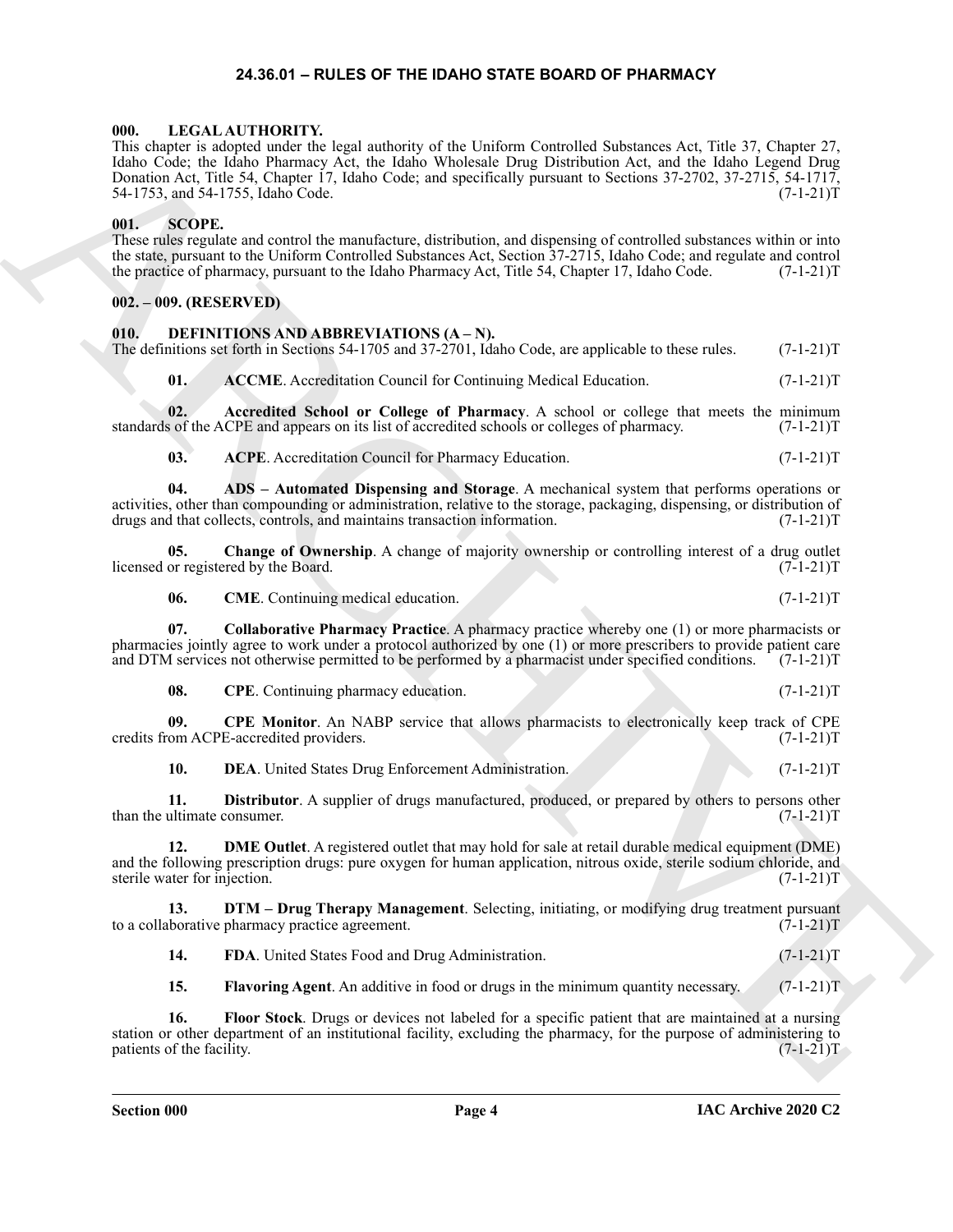## 24.36.01 – RULES OF THE IDAHO STATE BOARD OF PHARMACY

### 000. LEGAL AUTHORITY.

This chapter is adopted under the legal authority of the Uniform Controlled Substances Act, Title 37, Chapter 27, Idaho Code; the Idaho Pharmacy Act, the Idaho Wholesale Drug Distribution Act, and the Idaho Legend Drug Donation Act, Title 54, Chapter 17, Idaho Code; and specifically pursuant to Sections 37-2702, 37-2715, 54-1717, 54-1753, and 54-1755, Idaho Code. (7-1-21)T

### 001. SCOPE.

These rules regulate and control the manufacture, distribution, and dispensing of controlled substances within or into the state, pursuant to the Uniform Controlled Substances Act, Section 37-2715, Idaho Code; and regulate and control the practice of pharmacy, pursuant to the Idaho Pharmacy Act, Title 54, Chapter 17, Idaho Code. (7-1-21)T

### 002. – 009. (RESERVED)

### 010. DEFINITIONS AND ABBREVIATIONS (A – N).

The definitions set forth in Sections 54-1705 and 37-2701, Idaho Code, are applicable to these rules. (7-1-21)T

**01. ACCME**. Accreditation Council for Continuing Medical Education. (7-1-21)T

**02. Accredited School or College of Pharmacy**. A school or college that meets the minimum standards of the ACPE and appears on its list of accredited schools or colleges of pharmacy. (7-1-21)T

**03. ACPE**. Accreditation Council for Pharmacy Education. (7-1-21)T

**04. ADS – Automated Dispensing and Storage**. A mechanical system that performs operations or activities, other than compounding or administration, relative to the storage, packaging, dispensing, or distribution of drugs and that collects, controls, and maintains transaction information. (7-1-21)T

**05. Change of Ownership**. A change of majority ownership or controlling interest of a drug outlet licensed or registered by the Board. (7-1-21)T

**06. CME**. Continuing medical education. (7-1-21)T

**07. Collaborative Pharmacy Practice**. A pharmacy practice whereby one (1) or more pharmacists or pharmacies jointly agree to work under a protocol authorized by one (1) or more prescribers to provide patient care and DTM services not otherwise permitted to be performed by a pharmacist under specified conditions. (7-1-21)T

**08. CPE**. Continuing pharmacy education. (7-1-21)T

**09. CPE Monitor**. An NABP service that allows pharmacists to electronically keep track of CPE credits from ACPE-accredited providers. (7-1-21)T

**10. DEA**. United States Drug Enforcement Administration. (7-1-21)T

**11. Distributor**. A supplier of drugs manufactured, produced, or prepared by others to persons other than the ultimate consumer. (7-1-21)T

**12. DME Outlet**. A registered outlet that may hold for sale at retail durable medical equipment (DME) and the following prescription drugs: pure oxygen for human application, nitrous oxide, sterile sodium chloride, and sterile water for injection. (7-1-21)T

**13. DTM – Drug Therapy Management**. Selecting, initiating, or modifying drug treatment pursuant to a collaborative pharmacy practice agreement. (7-1-21)T

**14. FDA**. United States Food and Drug Administration. (7-1-21)T

**15. Flavoring Agent**. An additive in food or drugs in the minimum quantity necessary. (7-1-21)T

**16. Floor Stock**. Drugs or devices not labeled for a specific patient that are maintained at a nursing station or other department of an institutional facility, excluding the pharmacy, for the purpose of administering to patients of the facility. (7-1-21)T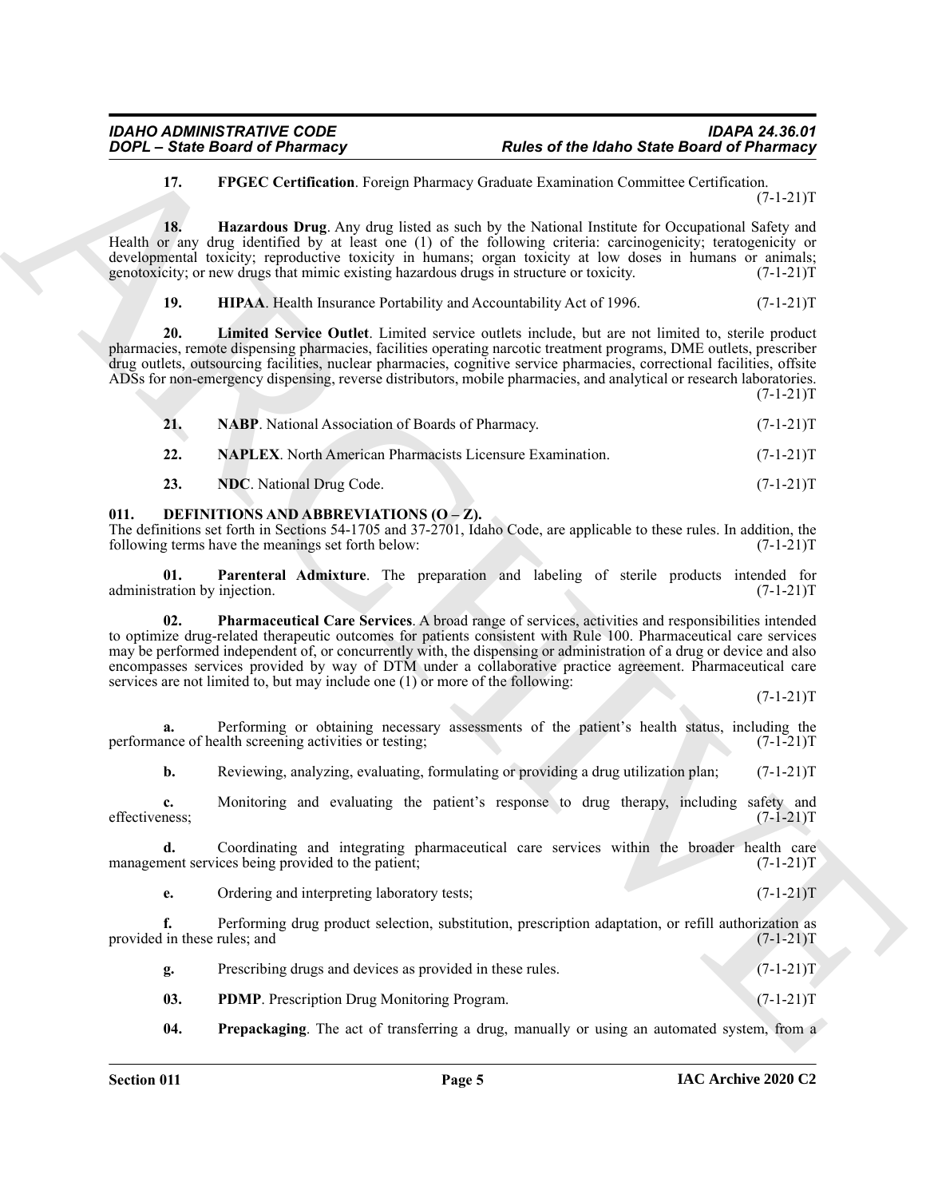**17. FPGEC Certification**. Foreign Pharmacy Graduate Examination Committee Certification. (7-1-21)T

**18. Hazardous Drug**. Any drug listed as such by the National Institute for Occupational Safety and Health or any drug identified by at least one (1) of the following criteria: carcinogenicity; teratogenicity or developmental toxicity; reproductive toxicity in humans; organ toxicity at low doses in humans or animals; genotoxicity; or new drugs that mimic existing hazardous drugs in structure or toxicity. (7-1-21)T

**19. HIPAA**. Health Insurance Portability and Accountability Act of 1996. (7-1-21)T

**20. Limited Service Outlet**. Limited service outlets include, but are not limited to, sterile product pharmacies, remote dispensing pharmacies, facilities operating narcotic treatment programs, DME outlets, prescriber drug outlets, outsourcing facilities, nuclear pharmacies, cognitive service pharmacies, correctional facilities, offsite ADSs for non-emergency dispensing, reverse distributors, mobile pharmacies, and analytical or research laboratories. (7-1-21)T

**21. NABP**. National Association of Boards of Pharmacy. (7-1-21)T

**22. NAPLEX**. North American Pharmacists Licensure Examination. (7-1-21)T

**23. NDC**. National Drug Code. (7-1-21)T

## 011. DEFINITIONS AND ABBREVIATIONS (O – Z).

The definitions set forth in Sections 54-1705 and 37-2701, Idaho Code, are applicable to these rules. In addition, the following terms have the meanings set forth below: (7-1-21)T

**01. Parenteral Admixture**. The preparation and labeling of sterile products intended for administration by injection. (7-1-21)T

**02. Pharmaceutical Care Services**. A broad range of services, activities and responsibilities intended to optimize drug-related therapeutic outcomes for patients consistent with Rule 100. Pharmaceutical care services may be performed independent of, or concurrently with, the dispensing or administration of a drug or device and also encompasses services provided by way of DTM under a collaborative practice agreement. Pharmaceutical care services are not limited to, but may include one (1) or more of the following: (7-1-21)T

**a.** Performing or obtaining necessary assessments of the patient's health status, including the performance of health screening activities or testing; (7-1-21)T

**b.** Reviewing, analyzing, evaluating, formulating or providing a drug utilization plan; (7-1-21)T

**c.** Monitoring and evaluating the patient's response to drug therapy, including safety and effectiveness; (7-1-21)T

**d.** Coordinating and integrating pharmaceutical care services within the broader health care management services being provided to the patient; (7-1-21)T

**e.** Ordering and interpreting laboratory tests; (7-1-21)T

**f.** Performing drug product selection, substitution, prescription adaptation, or refill authorization as provided in these rules; and (7-1-21)T

**g.** Prescribing drugs and devices as provided in these rules. (7-1-21)T

**03. PDMP**. Prescription Drug Monitoring Program. (7-1-21)T

**04. Prepackaging**. The act of transferring a drug, manually or using an automated system, from a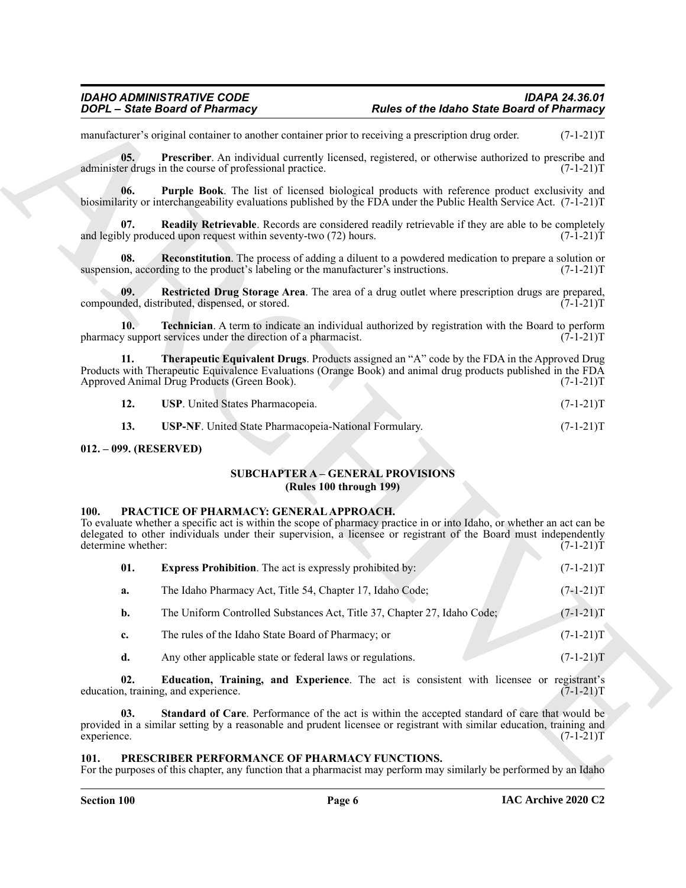manufacturer's original container to another container prior to receiving a prescription drug order. (7-1-21)T

**05. Prescriber**. An individual currently licensed, registered, or otherwise authorized to prescribe and administer drugs in the course of professional practice. (7-1-21)T

**06. Purple Book**. The list of licensed biological products with reference product exclusivity and biosimilarity or interchangeability evaluations published by the FDA under the Public Health Service Act. (7-1-21)T

**07. Readily Retrievable**. Records are considered readily retrievable if they are able to be completely and legibly produced upon request within seventy-two (72) hours. (7-1-21)T

**08. Reconstitution**. The process of adding a diluent to a powdered medication to prepare a solution or suspension, according to the product's labeling or the manufacturer's instructions. (7-1-21)T

**09. Restricted Drug Storage Area**. The area of a drug outlet where prescription drugs are prepared, compounded, distributed, dispensed, or stored. (7-1-21)T

**10. Technician**. A term to indicate an individual authorized by registration with the Board to perform pharmacy support services under the direction of a pharmacist. (7-1-21)T

**11. Therapeutic Equivalent Drugs**. Products assigned an "A" code by the FDA in the Approved Drug Products with Therapeutic Equivalence Evaluations (Orange Book) and animal drug products published in the FDA Approved Animal Drug Products (Green Book). (7-1-21)T

**12. USP**. United States Pharmacopeia. (7-1-21)T

**13. USP-NF**. United State Pharmacopeia-National Formulary. (7-1-21)T

## 012. – 099. (RESERVED)

## SUBCHAPTER A – GENERAL PROVISIONS
## (Rules 100 through 199)

## 100. PRACTICE OF PHARMACY: GENERAL APPROACH.

To evaluate whether a specific act is within the scope of pharmacy practice in or into Idaho, or whether an act can be delegated to other individuals under their supervision, a licensee or registrant of the Board must independently determine whether: (7-1-21)T

**01. Express Prohibition**. The act is expressly prohibited by: (7-1-21)T

a. The Idaho Pharmacy Act, Title 54, Chapter 17, Idaho Code; (7-1-21)T

b. The Uniform Controlled Substances Act, Title 37, Chapter 27, Idaho Code; (7-1-21)T

c. The rules of the Idaho State Board of Pharmacy; or (7-1-21)T

d. Any other applicable state or federal laws or regulations. (7-1-21)T

**02. Education, Training, and Experience**. The act is consistent with licensee or registrant's education, training, and experience. (7-1-21)T

**03. Standard of Care**. Performance of the act is within the accepted standard of care that would be provided in a similar setting by a reasonable and prudent licensee or registrant with similar education, training and experience. (7-1-21)T

## 101. PRESCRIBER PERFORMANCE OF PHARMACY FUNCTIONS.

For the purposes of this chapter, any function that a pharmacist may perform may similarly be performed by an Idaho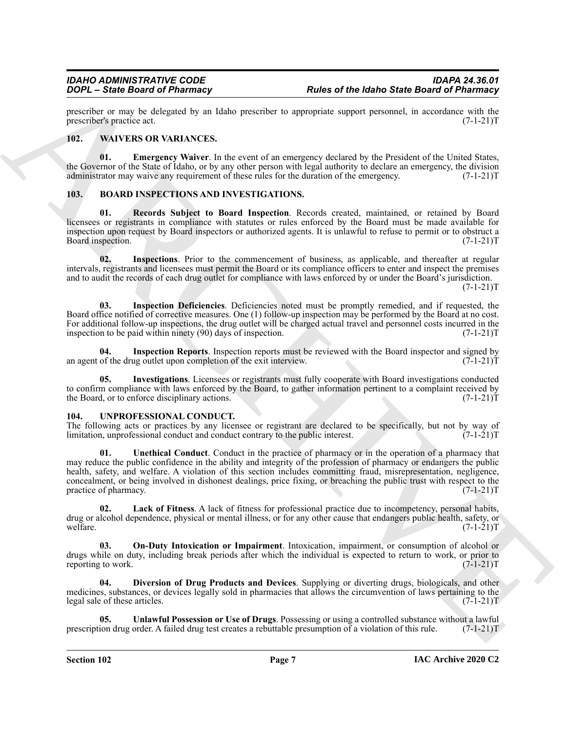prescriber or may be delegated by an Idaho prescriber to appropriate support personnel, in accordance with the prescriber's practice act. (7-1-21)T

### 102. WAIVERS OR VARIANCES.

**01. Emergency Waiver**. In the event of an emergency declared by the President of the United States, the Governor of the State of Idaho, or by any other person with legal authority to declare an emergency, the division administrator may waive any requirement of these rules for the duration of the emergency. (7-1-21)T

### 103. BOARD INSPECTIONS AND INVESTIGATIONS.

**01. Records Subject to Board Inspection**. Records created, maintained, or retained by Board licensees or registrants in compliance with statutes or rules enforced by the Board must be made available for inspection upon request by Board inspectors or authorized agents. It is unlawful to refuse to permit or to obstruct a Board inspection. (7-1-21)T

**02. Inspections**. Prior to the commencement of business, as applicable, and thereafter at regular intervals, registrants and licensees must permit the Board or its compliance officers to enter and inspect the premises and to audit the records of each drug outlet for compliance with laws enforced by or under the Board's jurisdiction. (7-1-21)T

**03. Inspection Deficiencies**. Deficiencies noted must be promptly remedied, and if requested, the Board office notified of corrective measures. One (1) follow-up inspection may be performed by the Board at no cost. For additional follow-up inspections, the drug outlet will be charged actual travel and personnel costs incurred in the inspection to be paid within ninety (90) days of inspection. (7-1-21)T

**04. Inspection Reports**. Inspection reports must be reviewed with the Board inspector and signed by an agent of the drug outlet upon completion of the exit interview. (7-1-21)T

**05. Investigations**. Licensees or registrants must fully cooperate with Board investigations conducted to confirm compliance with laws enforced by the Board, to gather information pertinent to a complaint received by the Board, or to enforce disciplinary actions. (7-1-21)T

### 104. UNPROFESSIONAL CONDUCT.

The following acts or practices by any licensee or registrant are declared to be specifically, but not by way of limitation, unprofessional conduct and conduct contrary to the public interest. (7-1-21)T

**01. Unethical Conduct**. Conduct in the practice of pharmacy or in the operation of a pharmacy that may reduce the public confidence in the ability and integrity of the profession of pharmacy or endangers the public health, safety, and welfare. A violation of this section includes committing fraud, misrepresentation, negligence, concealment, or being involved in dishonest dealings, price fixing, or breaching the public trust with respect to the practice of pharmacy. (7-1-21)T

**02. Lack of Fitness**. A lack of fitness for professional practice due to incompetency, personal habits, drug or alcohol dependence, physical or mental illness, or for any other cause that endangers public health, safety, or welfare. (7-1-21)T

**03. On-Duty Intoxication or Impairment**. Intoxication, impairment, or consumption of alcohol or drugs while on duty, including break periods after which the individual is expected to return to work, or prior to reporting to work. (7-1-21)T

**04. Diversion of Drug Products and Devices**. Supplying or diverting drugs, biologicals, and other medicines, substances, or devices legally sold in pharmacies that allows the circumvention of laws pertaining to the legal sale of these articles. (7-1-21)T

**05. Unlawful Possession or Use of Drugs**. Possessing or using a controlled substance without a lawful prescription drug order. A failed drug test creates a rebuttable presumption of a violation of this rule. (7-1-21)T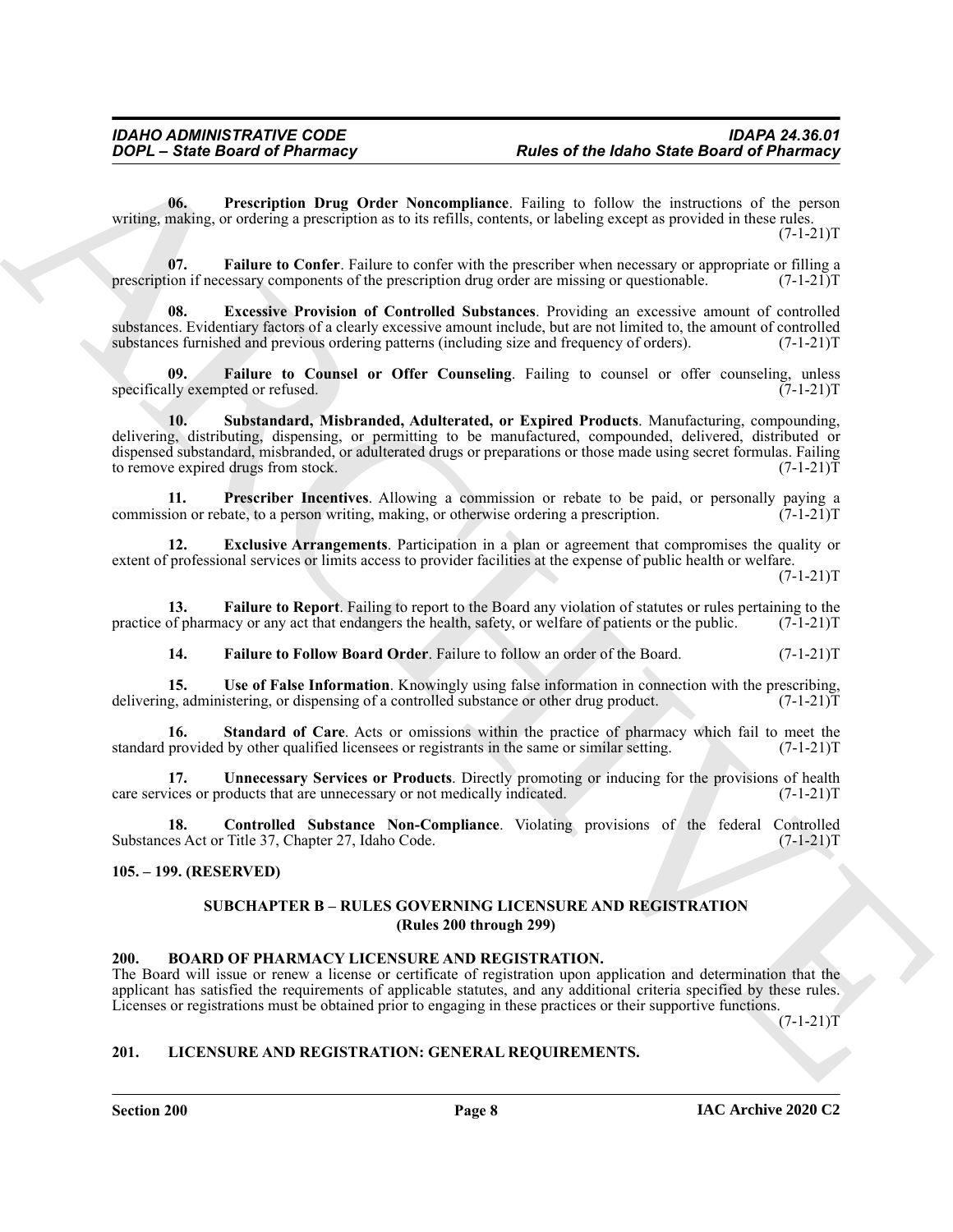**06. Prescription Drug Order Noncompliance**. Failing to follow the instructions of the person writing, making, or ordering a prescription as to its refills, contents, or labeling except as provided in these rules. (7-1-21)T

**07. Failure to Confer**. Failure to confer with the prescriber when necessary or appropriate or filling a prescription if necessary components of the prescription drug order are missing or questionable. (7-1-21)T

**08. Excessive Provision of Controlled Substances**. Providing an excessive amount of controlled substances. Evidentiary factors of a clearly excessive amount include, but are not limited to, the amount of controlled substances furnished and previous ordering patterns (including size and frequency of orders). (7-1-21)T

**09. Failure to Counsel or Offer Counseling**. Failing to counsel or offer counseling, unless specifically exempted or refused. (7-1-21)T

**10. Substandard, Misbranded, Adulterated, or Expired Products**. Manufacturing, compounding, delivering, distributing, dispensing, or permitting to be manufactured, compounded, delivered, distributed or dispensed substandard, misbranded, or adulterated drugs or preparations or those made using secret formulas. Failing to remove expired drugs from stock. (7-1-21)T

**11. Prescriber Incentives**. Allowing a commission or rebate to be paid, or personally paying a commission or rebate, to a person writing, making, or otherwise ordering a prescription. (7-1-21)T

**12. Exclusive Arrangements**. Participation in a plan or agreement that compromises the quality or extent of professional services or limits access to provider facilities at the expense of public health or welfare. (7-1-21)T

**13. Failure to Report**. Failing to report to the Board any violation of statutes or rules pertaining to the practice of pharmacy or any act that endangers the health, safety, or welfare of patients or the public. (7-1-21)T

**14. Failure to Follow Board Order**. Failure to follow an order of the Board. (7-1-21)T

**15. Use of False Information**. Knowingly using false information in connection with the prescribing, delivering, administering, or dispensing of a controlled substance or other drug product. (7-1-21)T

**16. Standard of Care**. Acts or omissions within the practice of pharmacy which fail to meet the standard provided by other qualified licensees or registrants in the same or similar setting. (7-1-21)T

**17. Unnecessary Services or Products**. Directly promoting or inducing for the provisions of health care services or products that are unnecessary or not medically indicated. (7-1-21)T

**18. Controlled Substance Non-Compliance**. Violating provisions of the federal Controlled Substances Act or Title 37, Chapter 27, Idaho Code. (7-1-21)T

**105. – 199. (RESERVED)**

## SUBCHAPTER B – RULES GOVERNING LICENSURE AND REGISTRATION (Rules 200 through 299)

### 200. BOARD OF PHARMACY LICENSURE AND REGISTRATION.

The Board will issue or renew a license or certificate of registration upon application and determination that the applicant has satisfied the requirements of applicable statutes, and any additional criteria specified by these rules. Licenses or registrations must be obtained prior to engaging in these practices or their supportive functions. (7-1-21)T

### 201. LICENSURE AND REGISTRATION: GENERAL REQUIREMENTS.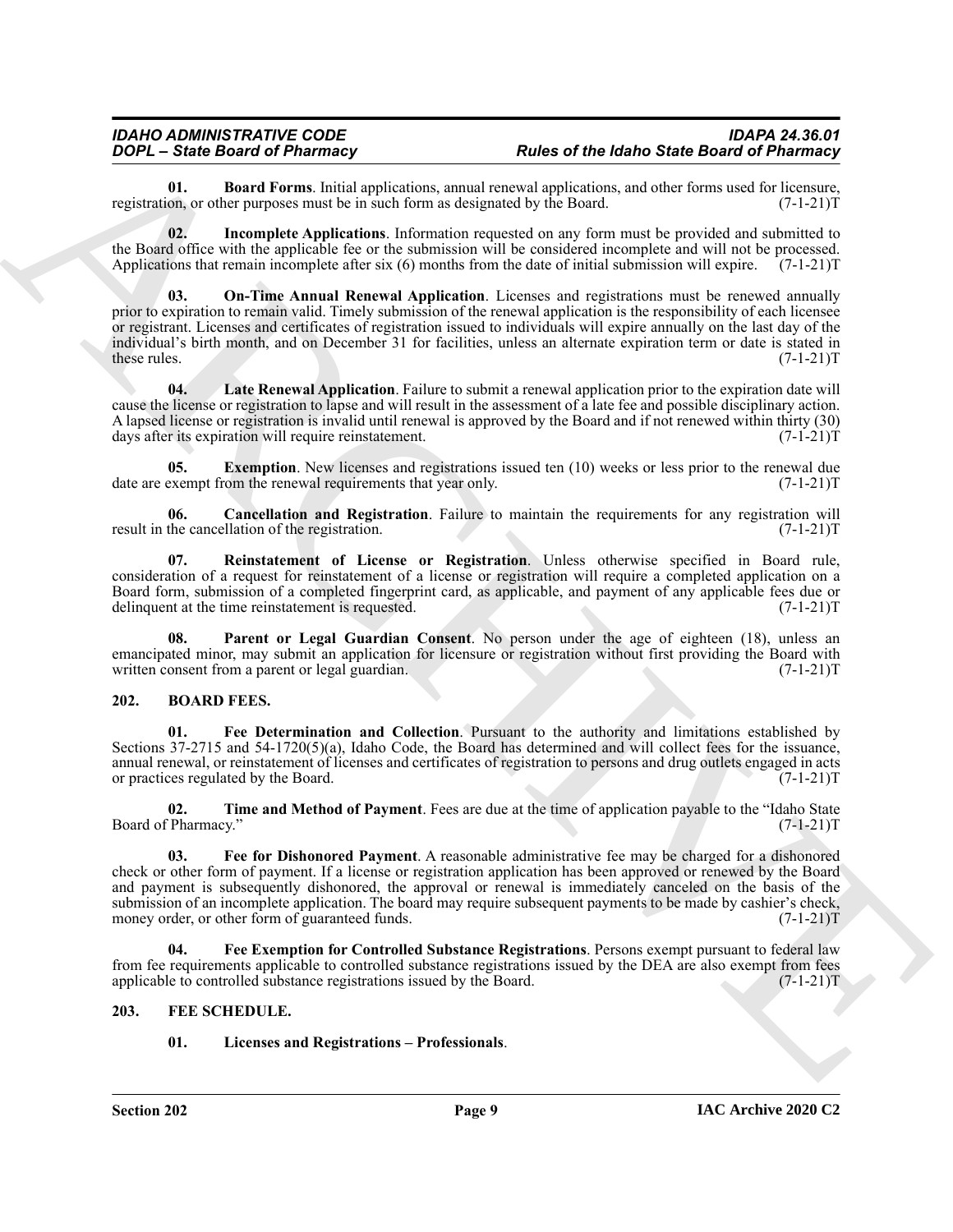**01. Board Forms**. Initial applications, annual renewal applications, and other forms used for licensure, registration, or other purposes must be in such form as designated by the Board. (7-1-21)T

**02. Incomplete Applications**. Information requested on any form must be provided and submitted to the Board office with the applicable fee or the submission will be considered incomplete and will not be processed. Applications that remain incomplete after six (6) months from the date of initial submission will expire. (7-1-21)T

**03. On-Time Annual Renewal Application**. Licenses and registrations must be renewed annually prior to expiration to remain valid. Timely submission of the renewal application is the responsibility of each licensee or registrant. Licenses and certificates of registration issued to individuals will expire annually on the last day of the individual's birth month, and on December 31 for facilities, unless an alternate expiration term or date is stated in these rules. (7-1-21)T

**04. Late Renewal Application**. Failure to submit a renewal application prior to the expiration date will cause the license or registration to lapse and will result in the assessment of a late fee and possible disciplinary action. A lapsed license or registration is invalid until renewal is approved by the Board and if not renewed within thirty (30) days after its expiration will require reinstatement. (7-1-21)T

**05. Exemption**. New licenses and registrations issued ten (10) weeks or less prior to the renewal due date are exempt from the renewal requirements that year only. (7-1-21)T

**06. Cancellation and Registration**. Failure to maintain the requirements for any registration will result in the cancellation of the registration. (7-1-21)T

**07. Reinstatement of License or Registration**. Unless otherwise specified in Board rule, consideration of a request for reinstatement of a license or registration will require a completed application on a Board form, submission of a completed fingerprint card, as applicable, and payment of any applicable fees due or delinquent at the time reinstatement is requested. (7-1-21)T

**08. Parent or Legal Guardian Consent**. No person under the age of eighteen (18), unless an emancipated minor, may submit an application for licensure or registration without first providing the Board with written consent from a parent or legal guardian. (7-1-21)T

## 202. BOARD FEES.

**01. Fee Determination and Collection**. Pursuant to the authority and limitations established by Sections 37-2715 and 54-1720(5)(a), Idaho Code, the Board has determined and will collect fees for the issuance, annual renewal, or reinstatement of licenses and certificates of registration to persons and drug outlets engaged in acts or practices regulated by the Board. (7-1-21)T

**02. Time and Method of Payment**. Fees are due at the time of application payable to the "Idaho State Board of Pharmacy." (7-1-21)T

**03. Fee for Dishonored Payment**. A reasonable administrative fee may be charged for a dishonored check or other form of payment. If a license or registration application has been approved or renewed by the Board and payment is subsequently dishonored, the approval or renewal is immediately canceled on the basis of the submission of an incomplete application. The board may require subsequent payments to be made by cashier's check, money order, or other form of guaranteed funds. (7-1-21)T

**04. Fee Exemption for Controlled Substance Registrations**. Persons exempt pursuant to federal law from fee requirements applicable to controlled substance registrations issued by the DEA are also exempt from fees applicable to controlled substance registrations issued by the Board. (7-1-21)T

## 203. FEE SCHEDULE.

**01. Licenses and Registrations – Professionals**.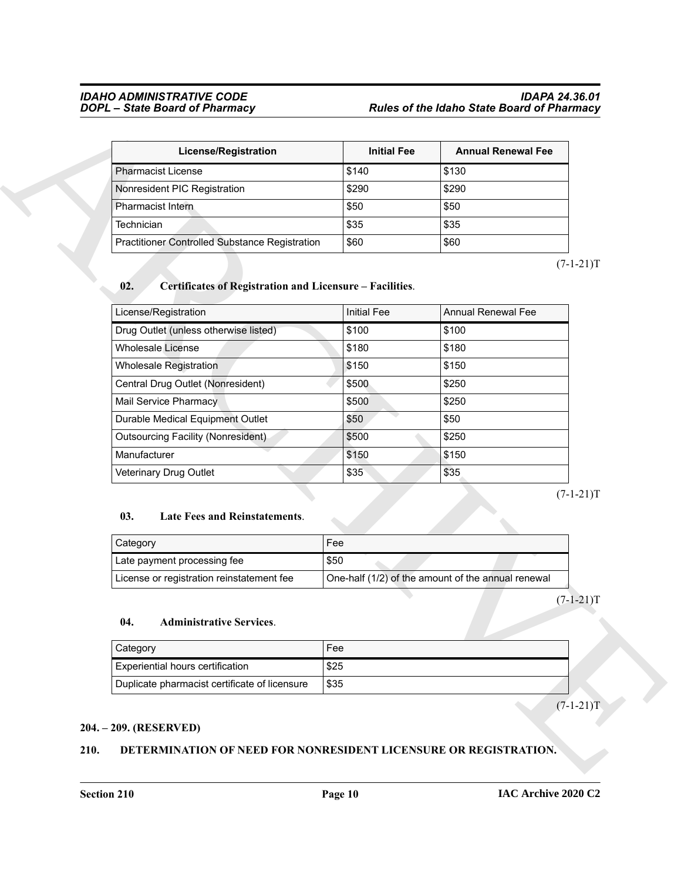| License/Registration | Initial Fee | Annual Renewal Fee |
|---|---|---|
| Pharmacist License | $140 | $130 |
| Nonresident PIC Registration | $290 | $290 |
| Pharmacist Intern | $50 | $50 |
| Technician | $35 | $35 |
| Practitioner Controlled Substance Registration | $60 | $60 |

(7-1-21)T

**02. Certificates of Registration and Licensure – Facilities**.

| License/Registration | Initial Fee | Annual Renewal Fee |
|---|---|---|
| Drug Outlet (unless otherwise listed) | $100 | $100 |
| Wholesale License | $180 | $180 |
| Wholesale Registration | $150 | $150 |
| Central Drug Outlet (Nonresident) | $500 | $250 |
| Mail Service Pharmacy | $500 | $250 |
| Durable Medical Equipment Outlet | $50 | $50 |
| Outsourcing Facility (Nonresident) | $500 | $250 |
| Manufacturer | $150 | $150 |
| Veterinary Drug Outlet | $35 | $35 |

(7-1-21)T

**03. Late Fees and Reinstatements**.

| Category | Fee |
|---|---|
| Late payment processing fee | $50 |
| License or registration reinstatement fee | One-half (1/2) of the amount of the annual renewal |

(7-1-21)T

**04. Administrative Services**.

| Category | Fee |
|---|---|
| Experiential hours certification | $25 |
| Duplicate pharmacist certificate of licensure | $35 |

(7-1-21)T

**204. – 209. (RESERVED)**

**210. DETERMINATION OF NEED FOR NONRESIDENT LICENSURE OR REGISTRATION.**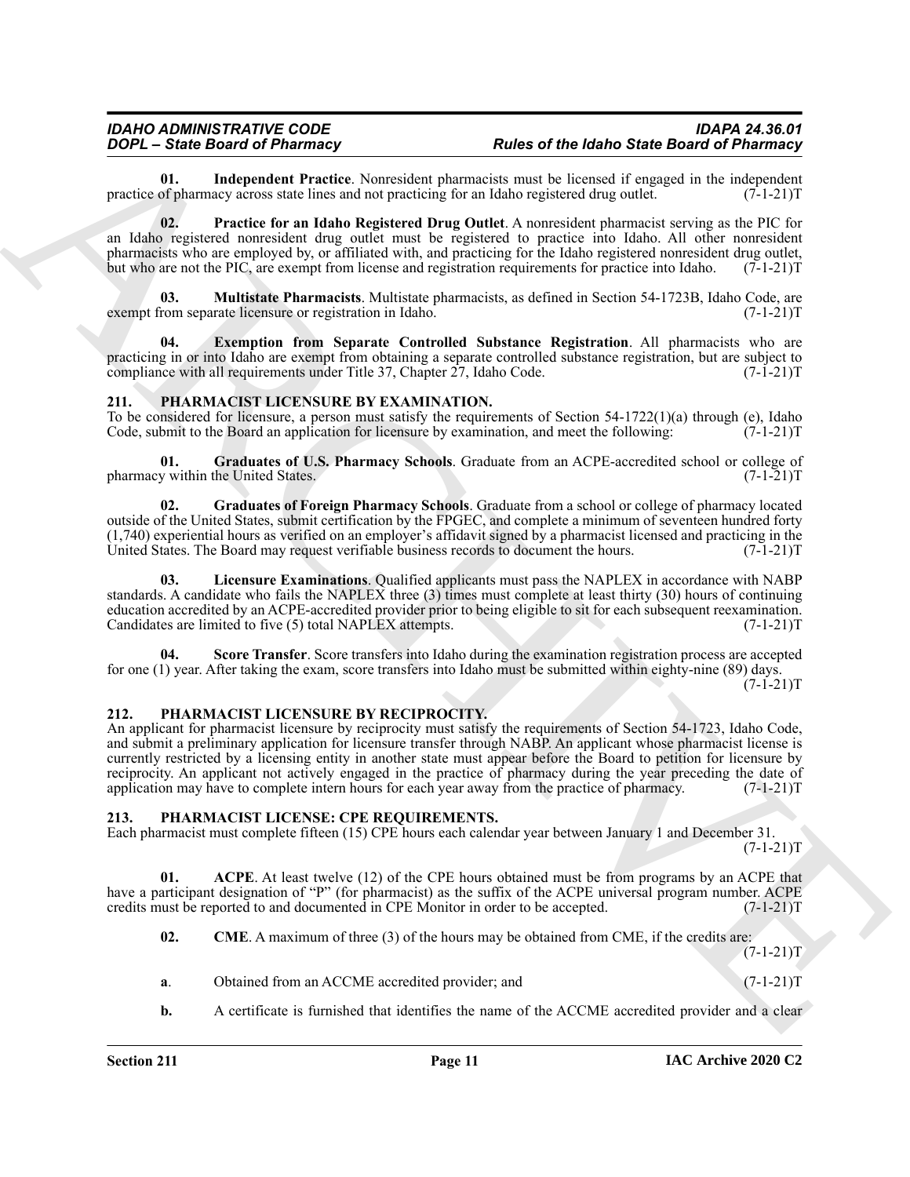**01. Independent Practice**. Nonresident pharmacists must be licensed if engaged in the independent practice of pharmacy across state lines and not practicing for an Idaho registered drug outlet. (7-1-21)T

**02. Practice for an Idaho Registered Drug Outlet**. A nonresident pharmacist serving as the PIC for an Idaho registered nonresident drug outlet must be registered to practice into Idaho. All other nonresident pharmacists who are employed by, or affiliated with, and practicing for the Idaho registered nonresident drug outlet, but who are not the PIC, are exempt from license and registration requirements for practice into Idaho. (7-1-21)T

**03. Multistate Pharmacists**. Multistate pharmacists, as defined in Section 54-1723B, Idaho Code, are exempt from separate licensure or registration in Idaho. (7-1-21)T

**04. Exemption from Separate Controlled Substance Registration**. All pharmacists who are practicing in or into Idaho are exempt from obtaining a separate controlled substance registration, but are subject to compliance with all requirements under Title 37, Chapter 27, Idaho Code. (7-1-21)T

## 211. PHARMACIST LICENSURE BY EXAMINATION.

To be considered for licensure, a person must satisfy the requirements of Section 54-1722(1)(a) through (e), Idaho Code, submit to the Board an application for licensure by examination, and meet the following: (7-1-21)T

**01. Graduates of U.S. Pharmacy Schools**. Graduate from an ACPE-accredited school or college of pharmacy within the United States. (7-1-21)T

**02. Graduates of Foreign Pharmacy Schools**. Graduate from a school or college of pharmacy located outside of the United States, submit certification by the FPGEC, and complete a minimum of seventeen hundred forty (1,740) experiential hours as verified on an employer's affidavit signed by a pharmacist licensed and practicing in the United States. The Board may request verifiable business records to document the hours. (7-1-21)T

**03. Licensure Examinations**. Qualified applicants must pass the NAPLEX in accordance with NABP standards. A candidate who fails the NAPLEX three (3) times must complete at least thirty (30) hours of continuing education accredited by an ACPE-accredited provider prior to being eligible to sit for each subsequent reexamination. Candidates are limited to five (5) total NAPLEX attempts. (7-1-21)T

**04. Score Transfer**. Score transfers into Idaho during the examination registration process are accepted for one (1) year. After taking the exam, score transfers into Idaho must be submitted within eighty-nine (89) days. (7-1-21)T

## 212. PHARMACIST LICENSURE BY RECIPROCITY.

An applicant for pharmacist licensure by reciprocity must satisfy the requirements of Section 54-1723, Idaho Code, and submit a preliminary application for licensure transfer through NABP. An applicant whose pharmacist license is currently restricted by a licensing entity in another state must appear before the Board to petition for licensure by reciprocity. An applicant not actively engaged in the practice of pharmacy during the year preceding the date of application may have to complete intern hours for each year away from the practice of pharmacy. (7-1-21)T

## 213. PHARMACIST LICENSE: CPE REQUIREMENTS.

Each pharmacist must complete fifteen (15) CPE hours each calendar year between January 1 and December 31. (7-1-21)T

**01. ACPE**. At least twelve (12) of the CPE hours obtained must be from programs by an ACPE that have a participant designation of "P" (for pharmacist) as the suffix of the ACPE universal program number. ACPE credits must be reported to and documented in CPE Monitor in order to be accepted. (7-1-21)T

**02. CME**. A maximum of three (3) of the hours may be obtained from CME, if the credits are: (7-1-21)T

**a.** Obtained from an ACCME accredited provider; and (7-1-21)T

**b.** A certificate is furnished that identifies the name of the ACCME accredited provider and a clear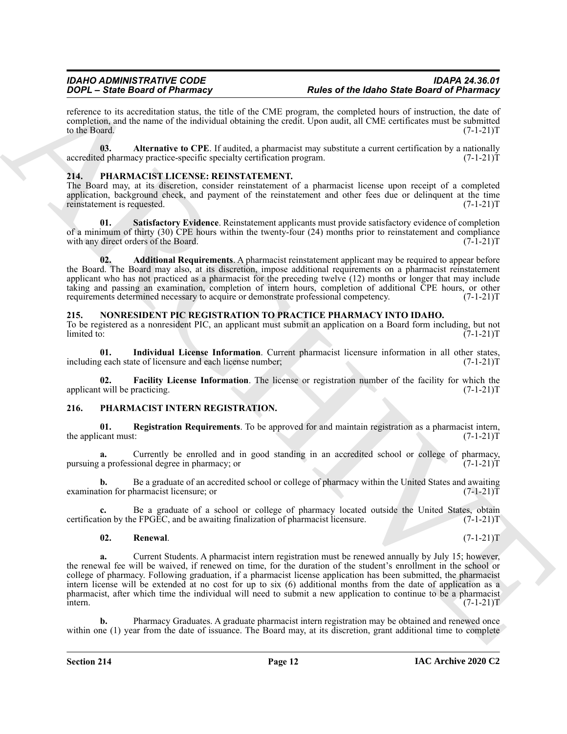reference to its accreditation status, the title of the CME program, the completed hours of instruction, the date of completion, and the name of the individual obtaining the credit. Upon audit, all CME certificates must be submitted to the Board. (7-1-21)T

**03. Alternative to CPE**. If audited, a pharmacist may substitute a current certification by a nationally accredited pharmacy practice-specific specialty certification program. (7-1-21)T

## 214. PHARMACIST LICENSE: REINSTATEMENT.

The Board may, at its discretion, consider reinstatement of a pharmacist license upon receipt of a completed application, background check, and payment of the reinstatement and other fees due or delinquent at the time reinstatement is requested. (7-1-21)T

**01. Satisfactory Evidence**. Reinstatement applicants must provide satisfactory evidence of completion of a minimum of thirty (30) CPE hours within the twenty-four (24) months prior to reinstatement and compliance with any direct orders of the Board. (7-1-21)T

**02. Additional Requirements**. A pharmacist reinstatement applicant may be required to appear before the Board. The Board may also, at its discretion, impose additional requirements on a pharmacist reinstatement applicant who has not practiced as a pharmacist for the preceding twelve (12) months or longer that may include taking and passing an examination, completion of intern hours, completion of additional CPE hours, or other requirements determined necessary to acquire or demonstrate professional competency. (7-1-21)T

## 215. NONRESIDENT PIC REGISTRATION TO PRACTICE PHARMACY INTO IDAHO.

To be registered as a nonresident PIC, an applicant must submit an application on a Board form including, but not limited to: (7-1-21)T

**01. Individual License Information**. Current pharmacist licensure information in all other states, including each state of licensure and each license number; (7-1-21)T

**02. Facility License Information**. The license or registration number of the facility for which the applicant will be practicing. (7-1-21)T

## 216. PHARMACIST INTERN REGISTRATION.

**01. Registration Requirements**. To be approved for and maintain registration as a pharmacist intern, the applicant must: (7-1-21)T

**a.** Currently be enrolled and in good standing in an accredited school or college of pharmacy, pursuing a professional degree in pharmacy; or (7-1-21)T

**b.** Be a graduate of an accredited school or college of pharmacy within the United States and awaiting examination for pharmacist licensure; or (7-1-21)T

**c.** Be a graduate of a school or college of pharmacy located outside the United States, obtain certification by the FPGEC, and be awaiting finalization of pharmacist licensure. (7-1-21)T

**02. Renewal**. (7-1-21)T

**a.** Current Students. A pharmacist intern registration must be renewed annually by July 15; however, the renewal fee will be waived, if renewed on time, for the duration of the student's enrollment in the school or college of pharmacy. Following graduation, if a pharmacist license application has been submitted, the pharmacist intern license will be extended at no cost for up to six (6) additional months from the date of application as a pharmacist, after which time the individual will need to submit a new application to continue to be a pharmacist intern. (7-1-21)T

**b.** Pharmacy Graduates. A graduate pharmacist intern registration may be obtained and renewed once within one (1) year from the date of issuance. The Board may, at its discretion, grant additional time to complete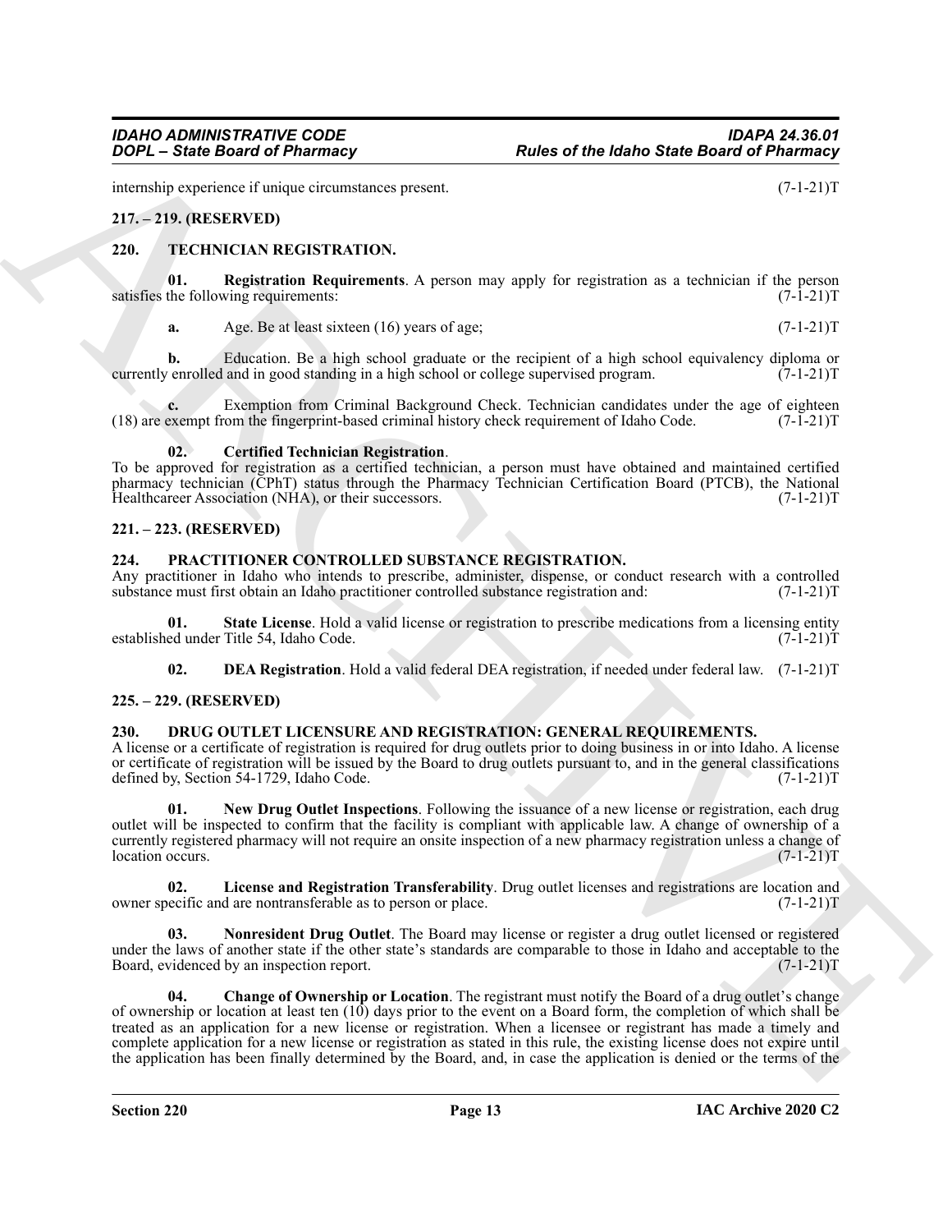internship experience if unique circumstances present. (7-1-21)T

## 217. – 219. (RESERVED)

## 220. TECHNICIAN REGISTRATION.

**01. Registration Requirements**. A person may apply for registration as a technician if the person satisfies the following requirements: (7-1-21)T

**a.** Age. Be at least sixteen (16) years of age; (7-1-21)T

**b.** Education. Be a high school graduate or the recipient of a high school equivalency diploma or currently enrolled and in good standing in a high school or college supervised program. (7-1-21)T

**c.** Exemption from Criminal Background Check. Technician candidates under the age of eighteen (18) are exempt from the fingerprint-based criminal history check requirement of Idaho Code. (7-1-21)T

**02. Certified Technician Registration**.
To be approved for registration as a certified technician, a person must have obtained and maintained certified pharmacy technician (CPhT) status through the Pharmacy Technician Certification Board (PTCB), the National Healthcareer Association (NHA), or their successors. (7-1-21)T

## 221. – 223. (RESERVED)

## 224. PRACTITIONER CONTROLLED SUBSTANCE REGISTRATION.

Any practitioner in Idaho who intends to prescribe, administer, dispense, or conduct research with a controlled substance must first obtain an Idaho practitioner controlled substance registration and: (7-1-21)T

**01. State License**. Hold a valid license or registration to prescribe medications from a licensing entity established under Title 54, Idaho Code. (7-1-21)T

**02. DEA Registration**. Hold a valid federal DEA registration, if needed under federal law. (7-1-21)T

## 225. – 229. (RESERVED)

## 230. DRUG OUTLET LICENSURE AND REGISTRATION: GENERAL REQUIREMENTS.

A license or a certificate of registration is required for drug outlets prior to doing business in or into Idaho. A license or certificate of registration will be issued by the Board to drug outlets pursuant to, and in the general classifications defined by, Section 54-1729, Idaho Code. (7-1-21)T

**01. New Drug Outlet Inspections**. Following the issuance of a new license or registration, each drug outlet will be inspected to confirm that the facility is compliant with applicable law. A change of ownership of a currently registered pharmacy will not require an onsite inspection of a new pharmacy registration unless a change of location occurs. (7-1-21)T

**02. License and Registration Transferability**. Drug outlet licenses and registrations are location and owner specific and are nontransferable as to person or place. (7-1-21)T

**03. Nonresident Drug Outlet**. The Board may license or register a drug outlet licensed or registered under the laws of another state if the other state's standards are comparable to those in Idaho and acceptable to the Board, evidenced by an inspection report. (7-1-21)T

**04. Change of Ownership or Location**. The registrant must notify the Board of a drug outlet's change of ownership or location at least ten (10) days prior to the event on a Board form, the completion of which shall be treated as an application for a new license or registration. When a licensee or registrant has made a timely and complete application for a new license or registration as stated in this rule, the existing license does not expire until the application has been finally determined by the Board, and, in case the application is denied or the terms of the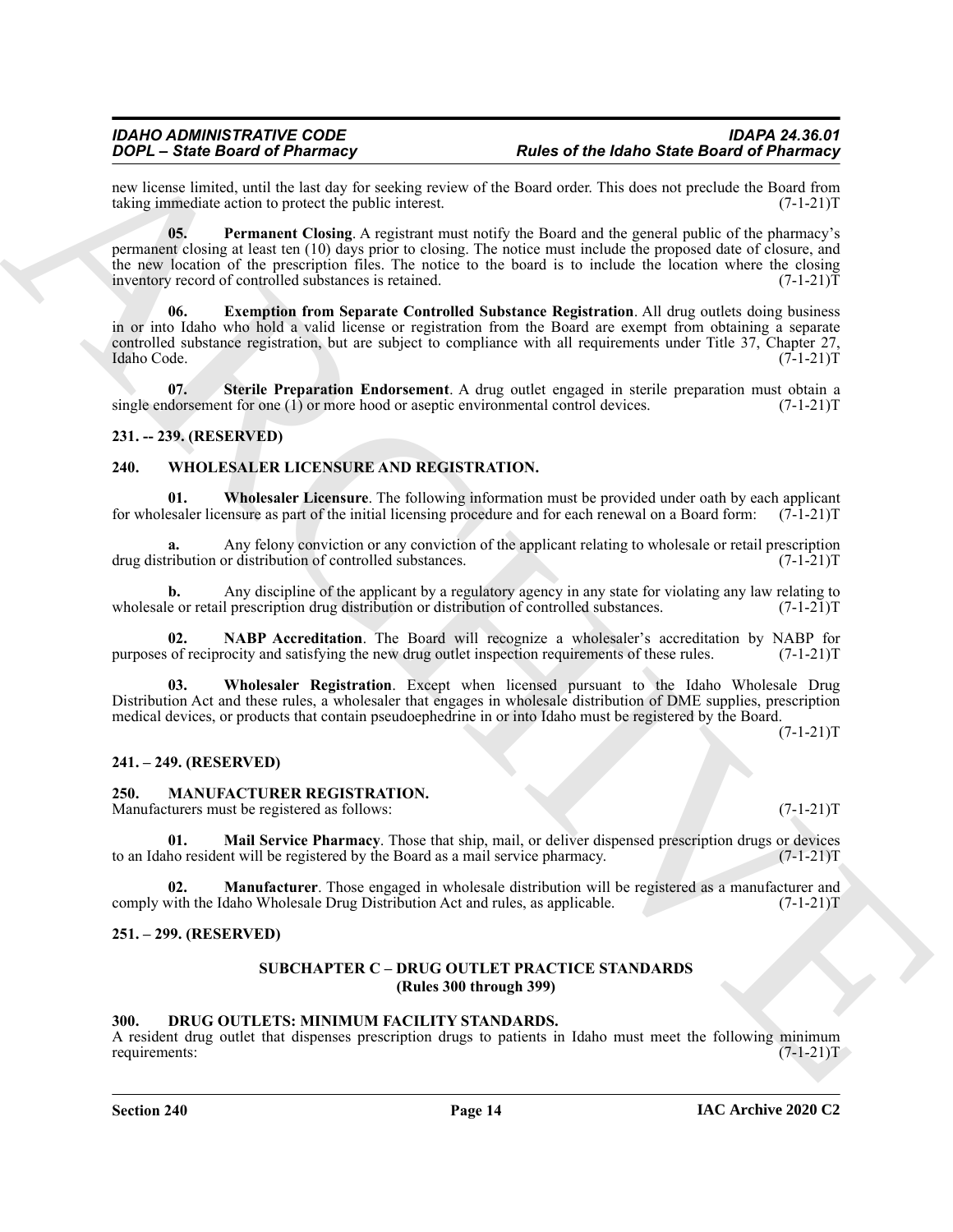new license limited, until the last day for seeking review of the Board order. This does not preclude the Board from taking immediate action to protect the public interest. (7-1-21)T

**05. Permanent Closing**. A registrant must notify the Board and the general public of the pharmacy's permanent closing at least ten (10) days prior to closing. The notice must include the proposed date of closure, and the new location of the prescription files. The notice to the board is to include the location where the closing inventory record of controlled substances is retained. (7-1-21)T

**06. Exemption from Separate Controlled Substance Registration**. All drug outlets doing business in or into Idaho who hold a valid license or registration from the Board are exempt from obtaining a separate controlled substance registration, but are subject to compliance with all requirements under Title 37, Chapter 27, Idaho Code. (7-1-21)T

**07. Sterile Preparation Endorsement**. A drug outlet engaged in sterile preparation must obtain a single endorsement for one (1) or more hood or aseptic environmental control devices. (7-1-21)T

## 231. -- 239. (RESERVED)

## 240. WHOLESALER LICENSURE AND REGISTRATION.

**01. Wholesaler Licensure**. The following information must be provided under oath by each applicant for wholesaler licensure as part of the initial licensing procedure and for each renewal on a Board form: (7-1-21)T

**a.** Any felony conviction or any conviction of the applicant relating to wholesale or retail prescription drug distribution or distribution of controlled substances. (7-1-21)T

**b.** Any discipline of the applicant by a regulatory agency in any state for violating any law relating to wholesale or retail prescription drug distribution or distribution of controlled substances. (7-1-21)T

**02. NABP Accreditation**. The Board will recognize a wholesaler's accreditation by NABP for purposes of reciprocity and satisfying the new drug outlet inspection requirements of these rules. (7-1-21)T

**03. Wholesaler Registration**. Except when licensed pursuant to the Idaho Wholesale Drug Distribution Act and these rules, a wholesaler that engages in wholesale distribution of DME supplies, prescription medical devices, or products that contain pseudoephedrine in or into Idaho must be registered by the Board. (7-1-21)T

## 241. – 249. (RESERVED)

## 250. MANUFACTURER REGISTRATION.

Manufacturers must be registered as follows: (7-1-21)T

**01. Mail Service Pharmacy**. Those that ship, mail, or deliver dispensed prescription drugs or devices to an Idaho resident will be registered by the Board as a mail service pharmacy. (7-1-21)T

**02. Manufacturer**. Those engaged in wholesale distribution will be registered as a manufacturer and comply with the Idaho Wholesale Drug Distribution Act and rules, as applicable. (7-1-21)T

## 251. – 299. (RESERVED)

# SUBCHAPTER C – DRUG OUTLET PRACTICE STANDARDS
**(Rules 300 through 399)**

## 300. DRUG OUTLETS: MINIMUM FACILITY STANDARDS.

A resident drug outlet that dispenses prescription drugs to patients in Idaho must meet the following minimum requirements: (7-1-21)T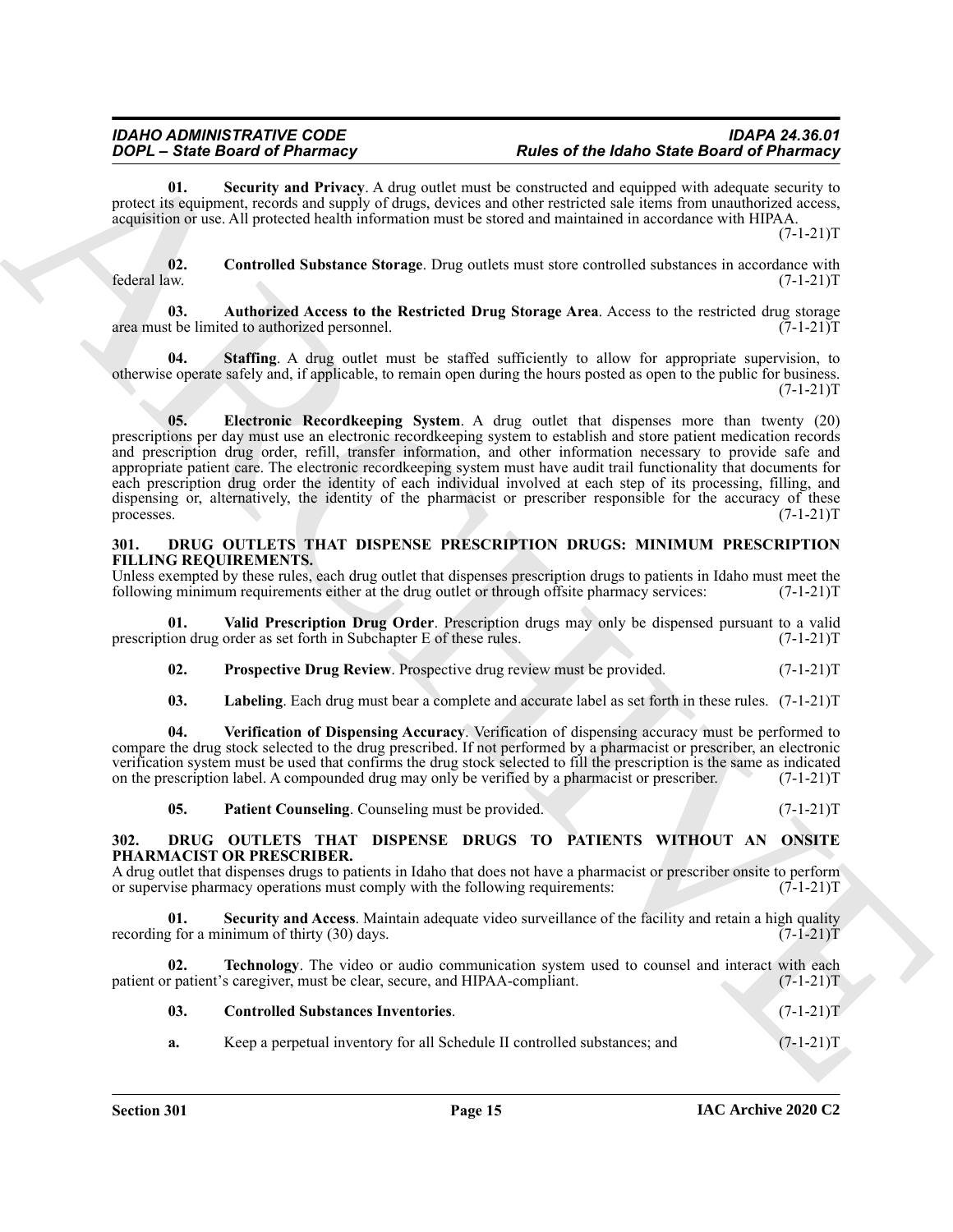**01. Security and Privacy**. A drug outlet must be constructed and equipped with adequate security to protect its equipment, records and supply of drugs, devices and other restricted sale items from unauthorized access, acquisition or use. All protected health information must be stored and maintained in accordance with HIPAA. (7-1-21)T

**02. Controlled Substance Storage**. Drug outlets must store controlled substances in accordance with federal law. (7-1-21)T

**03. Authorized Access to the Restricted Drug Storage Area**. Access to the restricted drug storage area must be limited to authorized personnel. (7-1-21)T

**04. Staffing**. A drug outlet must be staffed sufficiently to allow for appropriate supervision, to otherwise operate safely and, if applicable, to remain open during the hours posted as open to the public for business. (7-1-21)T

**05. Electronic Recordkeeping System**. A drug outlet that dispenses more than twenty (20) prescriptions per day must use an electronic recordkeeping system to establish and store patient medication records and prescription drug order, refill, transfer information, and other information necessary to provide safe and appropriate patient care. The electronic recordkeeping system must have audit trail functionality that documents for each prescription drug order the identity of each individual involved at each step of its processing, filling, and dispensing or, alternatively, the identity of the pharmacist or prescriber responsible for the accuracy of these processes. (7-1-21)T

### 301. DRUG OUTLETS THAT DISPENSE PRESCRIPTION DRUGS: MINIMUM PRESCRIPTION FILLING REQUIREMENTS.

Unless exempted by these rules, each drug outlet that dispenses prescription drugs to patients in Idaho must meet the following minimum requirements either at the drug outlet or through offsite pharmacy services: (7-1-21)T

**01. Valid Prescription Drug Order**. Prescription drugs may only be dispensed pursuant to a valid prescription drug order as set forth in Subchapter E of these rules. (7-1-21)T

**02. Prospective Drug Review**. Prospective drug review must be provided. (7-1-21)T

**03. Labeling**. Each drug must bear a complete and accurate label as set forth in these rules. (7-1-21)T

**04. Verification of Dispensing Accuracy**. Verification of dispensing accuracy must be performed to compare the drug stock selected to the drug prescribed. If not performed by a pharmacist or prescriber, an electronic verification system must be used that confirms the drug stock selected to fill the prescription is the same as indicated on the prescription label. A compounded drug may only be verified by a pharmacist or prescriber. (7-1-21)T

**05. Patient Counseling**. Counseling must be provided. (7-1-21)T

### 302. DRUG OUTLETS THAT DISPENSE DRUGS TO PATIENTS WITHOUT AN ONSITE PHARMACIST OR PRESCRIBER.

A drug outlet that dispenses drugs to patients in Idaho that does not have a pharmacist or prescriber onsite to perform or supervise pharmacy operations must comply with the following requirements: (7-1-21)T

**01. Security and Access**. Maintain adequate video surveillance of the facility and retain a high quality recording for a minimum of thirty (30) days. (7-1-21)T

**02. Technology**. The video or audio communication system used to counsel and interact with each patient or patient's caregiver, must be clear, secure, and HIPAA-compliant. (7-1-21)T

**03. Controlled Substances Inventories**. (7-1-21)T

**a.** Keep a perpetual inventory for all Schedule II controlled substances; and (7-1-21)T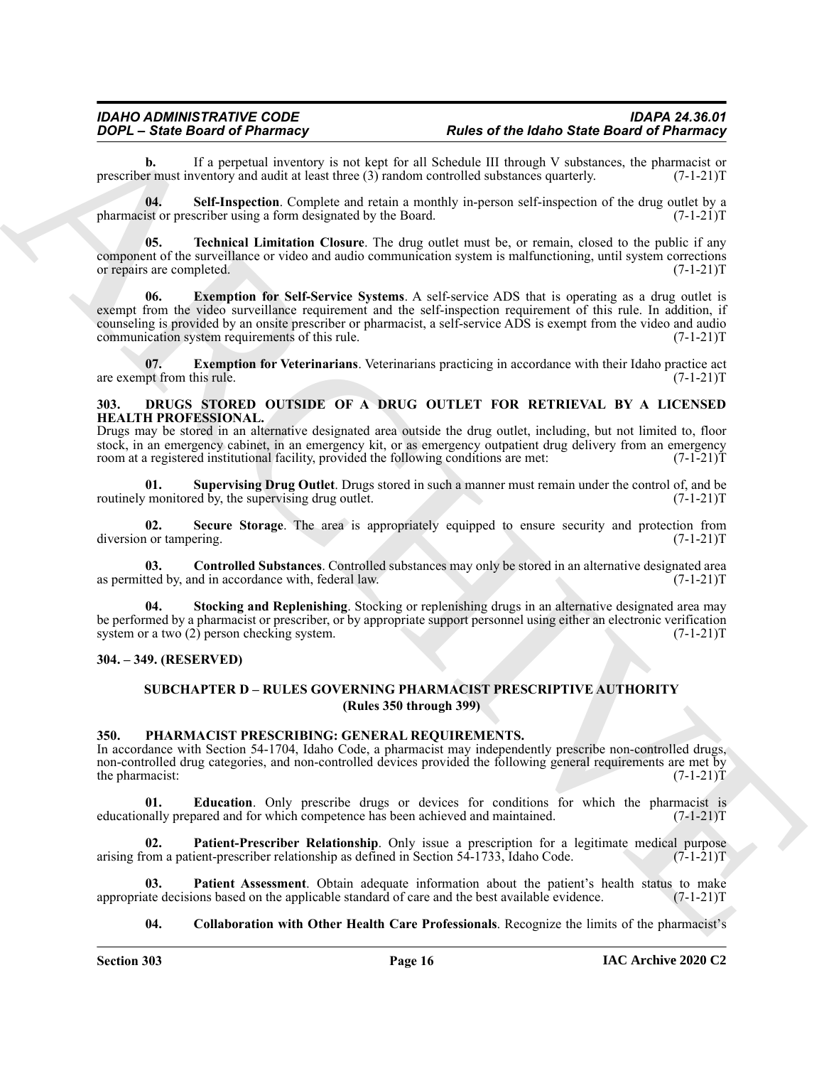**b.** If a perpetual inventory is not kept for all Schedule III through V substances, the pharmacist or prescriber must inventory and audit at least three (3) random controlled substances quarterly. (7-1-21)T

**04. Self-Inspection**. Complete and retain a monthly in-person self-inspection of the drug outlet by a pharmacist or prescriber using a form designated by the Board. (7-1-21)T

**05. Technical Limitation Closure**. The drug outlet must be, or remain, closed to the public if any component of the surveillance or video and audio communication system is malfunctioning, until system corrections or repairs are completed. (7-1-21)T

**06. Exemption for Self-Service Systems**. A self-service ADS that is operating as a drug outlet is exempt from the video surveillance requirement and the self-inspection requirement of this rule. In addition, if counseling is provided by an onsite prescriber or pharmacist, a self-service ADS is exempt from the video and audio communication system requirements of this rule. (7-1-21)T

**07. Exemption for Veterinarians**. Veterinarians practicing in accordance with their Idaho practice act are exempt from this rule. (7-1-21)T

### 303. DRUGS STORED OUTSIDE OF A DRUG OUTLET FOR RETRIEVAL BY A LICENSED HEALTH PROFESSIONAL.

Drugs may be stored in an alternative designated area outside the drug outlet, including, but not limited to, floor stock, in an emergency cabinet, in an emergency kit, or as emergency outpatient drug delivery from an emergency room at a registered institutional facility, provided the following conditions are met: (7-1-21)T

**01. Supervising Drug Outlet**. Drugs stored in such a manner must remain under the control of, and be routinely monitored by, the supervising drug outlet. (7-1-21)T

**02. Secure Storage**. The area is appropriately equipped to ensure security and protection from diversion or tampering. (7-1-21)T

**03. Controlled Substances**. Controlled substances may only be stored in an alternative designated area as permitted by, and in accordance with, federal law. (7-1-21)T

**04. Stocking and Replenishing**. Stocking or replenishing drugs in an alternative designated area may be performed by a pharmacist or prescriber, or by appropriate support personnel using either an electronic verification system or a two (2) person checking system. (7-1-21)T

### 304. – 349. (RESERVED)

## SUBCHAPTER D – RULES GOVERNING PHARMACIST PRESCRIPTIVE AUTHORITY (Rules 350 through 399)

### 350. PHARMACIST PRESCRIBING: GENERAL REQUIREMENTS.

In accordance with Section 54-1704, Idaho Code, a pharmacist may independently prescribe non-controlled drugs, non-controlled drug categories, and non-controlled devices provided the following general requirements are met by the pharmacist: (7-1-21)T

**01. Education**. Only prescribe drugs or devices for conditions for which the pharmacist is educationally prepared and for which competence has been achieved and maintained. (7-1-21)T

**02. Patient-Prescriber Relationship**. Only issue a prescription for a legitimate medical purpose arising from a patient-prescriber relationship as defined in Section 54-1733, Idaho Code. (7-1-21)T

**03. Patient Assessment**. Obtain adequate information about the patient's health status to make appropriate decisions based on the applicable standard of care and the best available evidence. (7-1-21)T

**04. Collaboration with Other Health Care Professionals**. Recognize the limits of the pharmacist's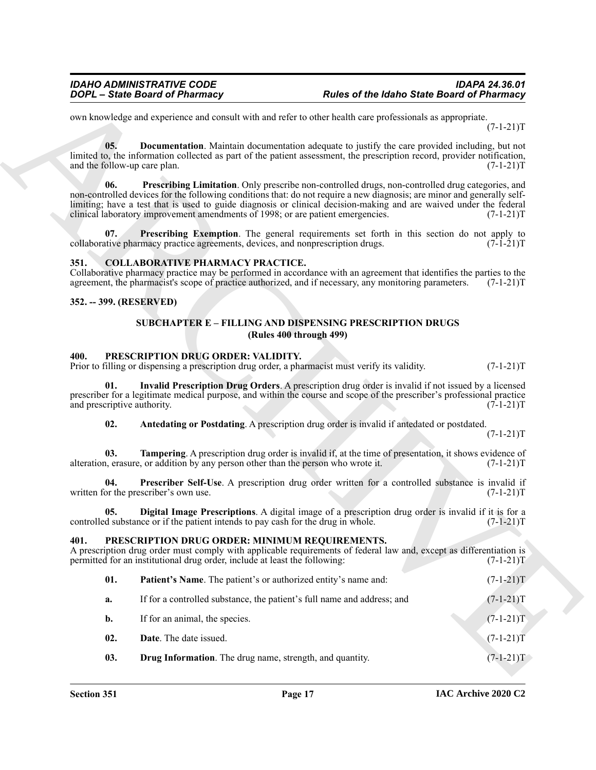own knowledge and experience and consult with and refer to other health care professionals as appropriate. (7-1-21)T

**05. Documentation**. Maintain documentation adequate to justify the care provided including, but not limited to, the information collected as part of the patient assessment, the prescription record, provider notification, and the follow-up care plan. (7-1-21)T

**06. Prescribing Limitation**. Only prescribe non-controlled drugs, non-controlled drug categories, and non-controlled devices for the following conditions that: do not require a new diagnosis; are minor and generally self-limiting; have a test that is used to guide diagnosis or clinical decision-making and are waived under the federal clinical laboratory improvement amendments of 1998; or are patient emergencies. (7-1-21)T

**07. Prescribing Exemption**. The general requirements set forth in this section do not apply to collaborative pharmacy practice agreements, devices, and nonprescription drugs. (7-1-21)T

### 351. COLLABORATIVE PHARMACY PRACTICE.

Collaborative pharmacy practice may be performed in accordance with an agreement that identifies the parties to the agreement, the pharmacist's scope of practice authorized, and if necessary, any monitoring parameters. (7-1-21)T

### 352. -- 399. (RESERVED)

## SUBCHAPTER E – FILLING AND DISPENSING PRESCRIPTION DRUGS
## (Rules 400 through 499)

### 400. PRESCRIPTION DRUG ORDER: VALIDITY.

Prior to filling or dispensing a prescription drug order, a pharmacist must verify its validity. (7-1-21)T

**01. Invalid Prescription Drug Orders**. A prescription drug order is invalid if not issued by a licensed prescriber for a legitimate medical purpose, and within the course and scope of the prescriber's professional practice and prescriptive authority. (7-1-21)T

**02. Antedating or Postdating**. A prescription drug order is invalid if antedated or postdated. (7-1-21)T

**03. Tampering**. A prescription drug order is invalid if, at the time of presentation, it shows evidence of alteration, erasure, or addition by any person other than the person who wrote it. (7-1-21)T

**04. Prescriber Self-Use**. A prescription drug order written for a controlled substance is invalid if written for the prescriber's own use. (7-1-21)T

**05. Digital Image Prescriptions**. A digital image of a prescription drug order is invalid if it is for a controlled substance or if the patient intends to pay cash for the drug in whole. (7-1-21)T

### 401. PRESCRIPTION DRUG ORDER: MINIMUM REQUIREMENTS.

A prescription drug order must comply with applicable requirements of federal law and, except as differentiation is permitted for an institutional drug order, include at least the following: (7-1-21)T

**01. Patient's Name**. The patient's or authorized entity's name and: (7-1-21)T

**a.** If for a controlled substance, the patient's full name and address; and (7-1-21)T

**b.** If for an animal, the species. (7-1-21)T

**02. Date**. The date issued. (7-1-21)T

**03. Drug Information**. The drug name, strength, and quantity. (7-1-21)T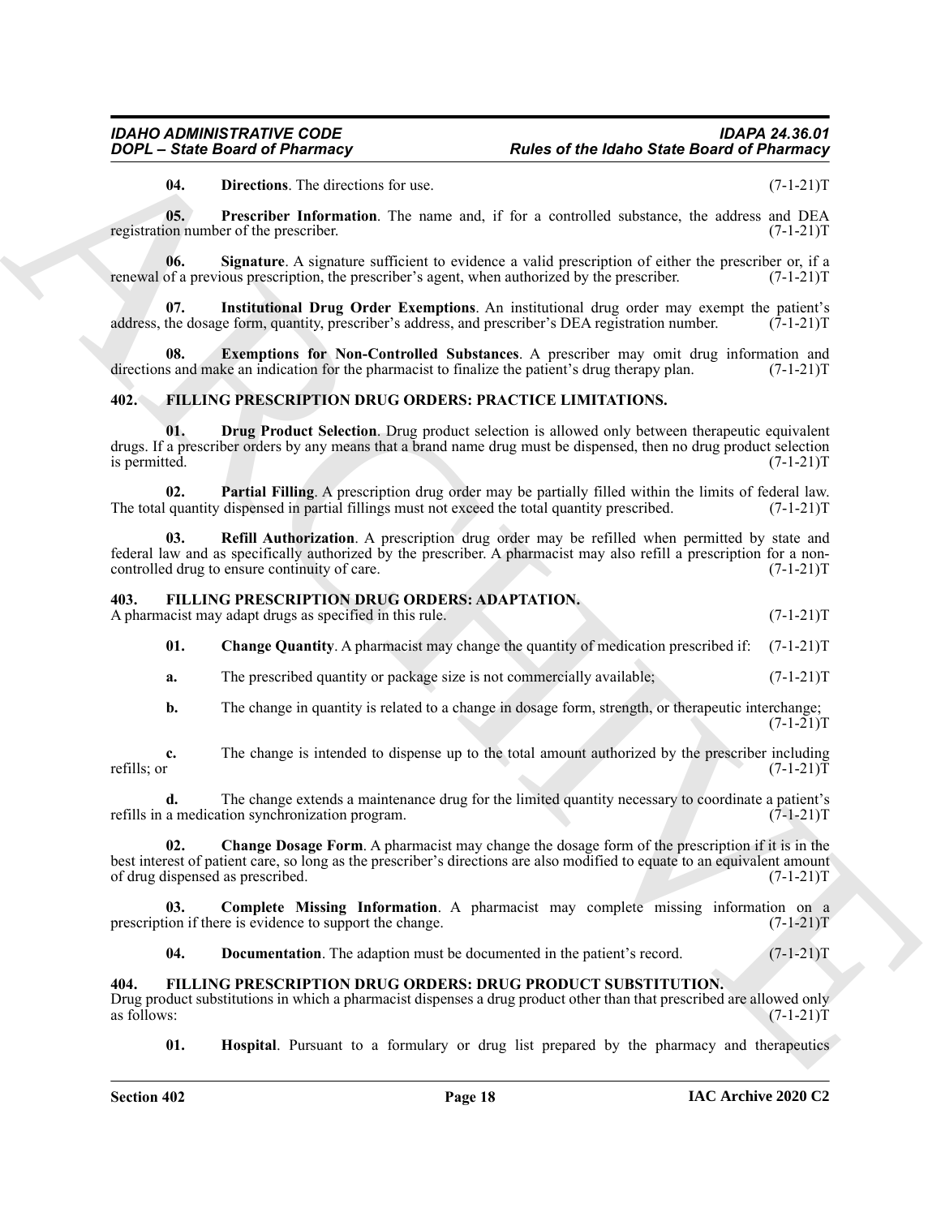**04. Directions**. The directions for use. (7-1-21)T

**05. Prescriber Information**. The name and, if for a controlled substance, the address and DEA registration number of the prescriber. (7-1-21)T

**06. Signature**. A signature sufficient to evidence a valid prescription of either the prescriber or, if a renewal of a previous prescription, the prescriber's agent, when authorized by the prescriber. (7-1-21)T

**07. Institutional Drug Order Exemptions**. An institutional drug order may exempt the patient's address, the dosage form, quantity, prescriber's address, and prescriber's DEA registration number. (7-1-21)T

**08. Exemptions for Non-Controlled Substances**. A prescriber may omit drug information and directions and make an indication for the pharmacist to finalize the patient's drug therapy plan. (7-1-21)T

## 402. FILLING PRESCRIPTION DRUG ORDERS: PRACTICE LIMITATIONS.

**01. Drug Product Selection**. Drug product selection is allowed only between therapeutic equivalent drugs. If a prescriber orders by any means that a brand name drug must be dispensed, then no drug product selection is permitted. (7-1-21)T

**02. Partial Filling**. A prescription drug order may be partially filled within the limits of federal law. The total quantity dispensed in partial fillings must not exceed the total quantity prescribed. (7-1-21)T

**03. Refill Authorization**. A prescription drug order may be refilled when permitted by state and federal law and as specifically authorized by the prescriber. A pharmacist may also refill a prescription for a non-controlled drug to ensure continuity of care. (7-1-21)T

## 403. FILLING PRESCRIPTION DRUG ORDERS: ADAPTATION.

A pharmacist may adapt drugs as specified in this rule. (7-1-21)T

**01. Change Quantity**. A pharmacist may change the quantity of medication prescribed if: (7-1-21)T

**a.** The prescribed quantity or package size is not commercially available; (7-1-21)T

**b.** The change in quantity is related to a change in dosage form, strength, or therapeutic interchange; (7-1-21)T

**c.** The change is intended to dispense up to the total amount authorized by the prescriber including refills; or (7-1-21)T

**d.** The change extends a maintenance drug for the limited quantity necessary to coordinate a patient's refills in a medication synchronization program. (7-1-21)T

**02. Change Dosage Form**. A pharmacist may change the dosage form of the prescription if it is in the best interest of patient care, so long as the prescriber's directions are also modified to equate to an equivalent amount of drug dispensed as prescribed. (7-1-21)T

**03. Complete Missing Information**. A pharmacist may complete missing information on a prescription if there is evidence to support the change. (7-1-21)T

**04. Documentation**. The adaption must be documented in the patient's record. (7-1-21)T

## 404. FILLING PRESCRIPTION DRUG ORDERS: DRUG PRODUCT SUBSTITUTION.

Drug product substitutions in which a pharmacist dispenses a drug product other than that prescribed are allowed only as follows: (7-1-21)T

**01. Hospital**. Pursuant to a formulary or drug list prepared by the pharmacy and therapeutics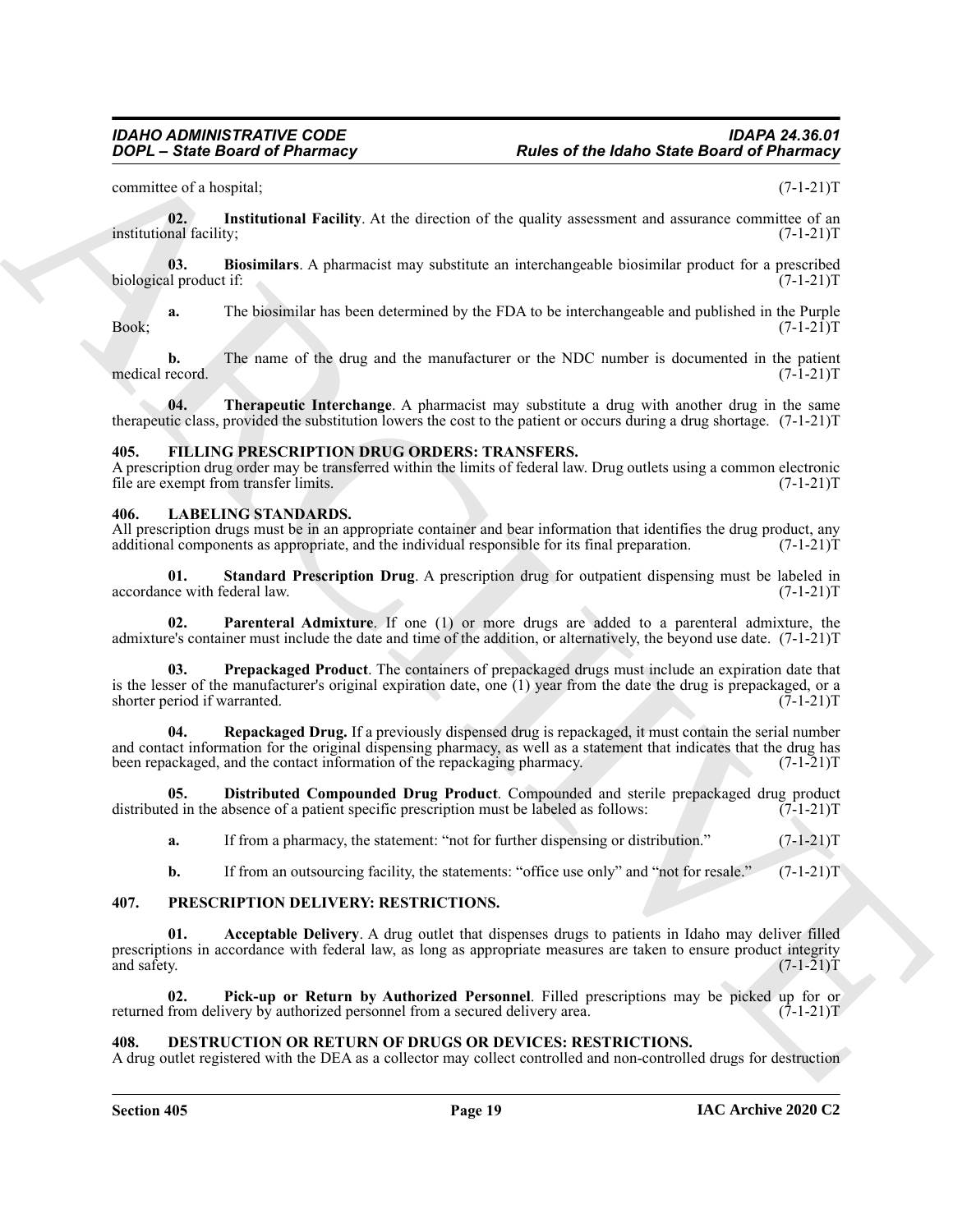committee of a hospital; (7-1-21)T

**02. Institutional Facility**. At the direction of the quality assessment and assurance committee of an institutional facility; (7-1-21)T

**03. Biosimilars**. A pharmacist may substitute an interchangeable biosimilar product for a prescribed biological product if: (7-1-21)T

**a.** The biosimilar has been determined by the FDA to be interchangeable and published in the Purple Book; (7-1-21)T

**b.** The name of the drug and the manufacturer or the NDC number is documented in the patient medical record. (7-1-21)T

**04. Therapeutic Interchange**. A pharmacist may substitute a drug with another drug in the same therapeutic class, provided the substitution lowers the cost to the patient or occurs during a drug shortage. (7-1-21)T

## 405. FILLING PRESCRIPTION DRUG ORDERS: TRANSFERS.

A prescription drug order may be transferred within the limits of federal law. Drug outlets using a common electronic file are exempt from transfer limits. (7-1-21)T

## 406. LABELING STANDARDS.

All prescription drugs must be in an appropriate container and bear information that identifies the drug product, any additional components as appropriate, and the individual responsible for its final preparation. (7-1-21)T

**01. Standard Prescription Drug**. A prescription drug for outpatient dispensing must be labeled in accordance with federal law. (7-1-21)T

**02. Parenteral Admixture**. If one (1) or more drugs are added to a parenteral admixture, the admixture's container must include the date and time of the addition, or alternatively, the beyond use date. (7-1-21)T

**03. Prepackaged Product**. The containers of prepackaged drugs must include an expiration date that is the lesser of the manufacturer's original expiration date, one (1) year from the date the drug is prepackaged, or a shorter period if warranted. (7-1-21)T

**04. Repackaged Drug.** If a previously dispensed drug is repackaged, it must contain the serial number and contact information for the original dispensing pharmacy, as well as a statement that indicates that the drug has been repackaged, and the contact information of the repackaging pharmacy. (7-1-21)T

**05. Distributed Compounded Drug Product**. Compounded and sterile prepackaged drug product distributed in the absence of a patient specific prescription must be labeled as follows: (7-1-21)T

**a.** If from a pharmacy, the statement: "not for further dispensing or distribution." (7-1-21)T

**b.** If from an outsourcing facility, the statements: "office use only" and "not for resale." (7-1-21)T

## 407. PRESCRIPTION DELIVERY: RESTRICTIONS.

**01. Acceptable Delivery**. A drug outlet that dispenses drugs to patients in Idaho may deliver filled prescriptions in accordance with federal law, as long as appropriate measures are taken to ensure product integrity and safety. (7-1-21)T

**02. Pick-up or Return by Authorized Personnel**. Filled prescriptions may be picked up for or returned from delivery by authorized personnel from a secured delivery area. (7-1-21)T

## 408. DESTRUCTION OR RETURN OF DRUGS OR DEVICES: RESTRICTIONS.

A drug outlet registered with the DEA as a collector may collect controlled and non-controlled drugs for destruction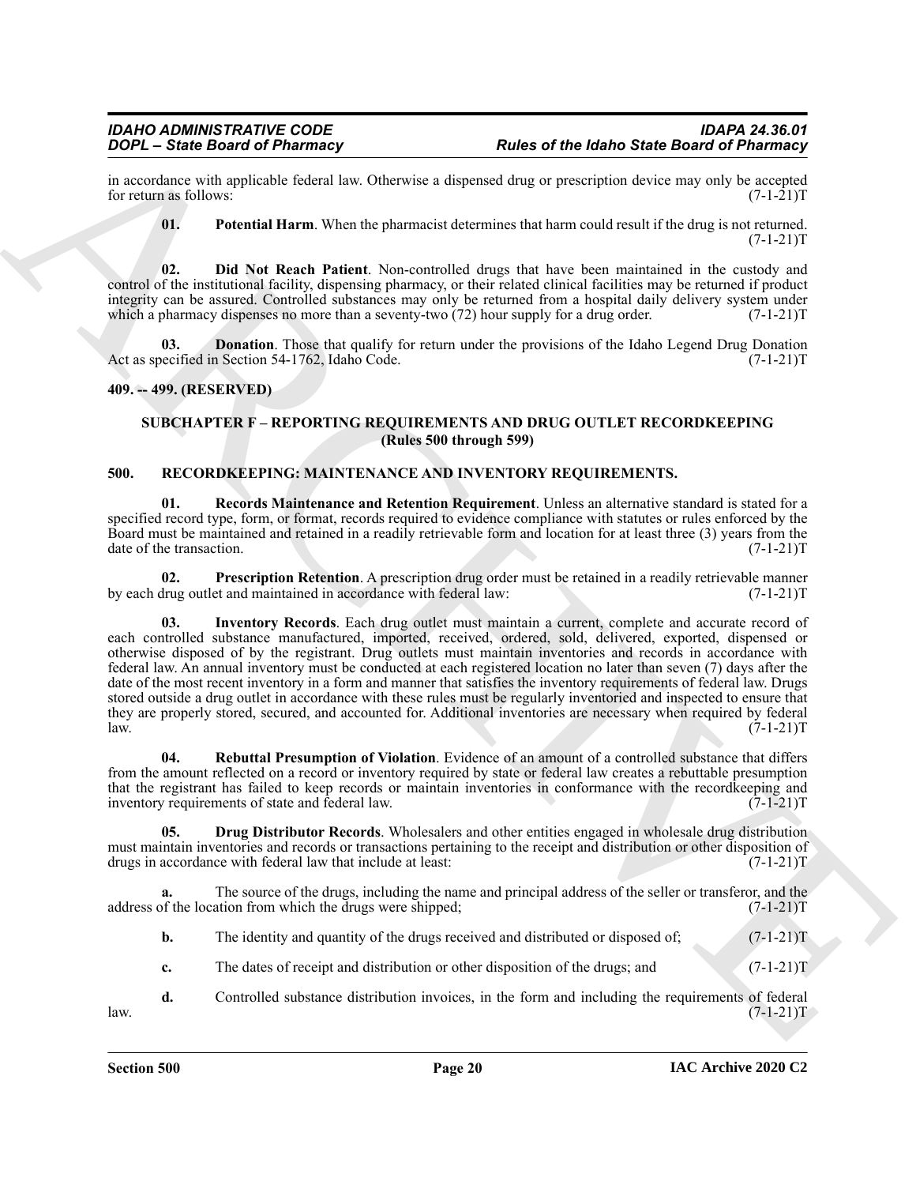in accordance with applicable federal law. Otherwise a dispensed drug or prescription device may only be accepted for return as follows: (7-1-21)T

**01. Potential Harm**. When the pharmacist determines that harm could result if the drug is not returned. (7-1-21)T

**02. Did Not Reach Patient**. Non-controlled drugs that have been maintained in the custody and control of the institutional facility, dispensing pharmacy, or their related clinical facilities may be returned if product integrity can be assured. Controlled substances may only be returned from a hospital daily delivery system under which a pharmacy dispenses no more than a seventy-two (72) hour supply for a drug order. (7-1-21)T

**03. Donation**. Those that qualify for return under the provisions of the Idaho Legend Drug Donation Act as specified in Section 54-1762, Idaho Code. (7-1-21)T

**409. -- 499. (RESERVED)**

## SUBCHAPTER F – REPORTING REQUIREMENTS AND DRUG OUTLET RECORDKEEPING (Rules 500 through 599)

### 500. RECORDKEEPING: MAINTENANCE AND INVENTORY REQUIREMENTS.

**01. Records Maintenance and Retention Requirement**. Unless an alternative standard is stated for a specified record type, form, or format, records required to evidence compliance with statutes or rules enforced by the Board must be maintained and retained in a readily retrievable form and location for at least three (3) years from the date of the transaction. (7-1-21)T

**02. Prescription Retention**. A prescription drug order must be retained in a readily retrievable manner by each drug outlet and maintained in accordance with federal law: (7-1-21)T

**03. Inventory Records**. Each drug outlet must maintain a current, complete and accurate record of each controlled substance manufactured, imported, received, ordered, sold, delivered, exported, dispensed or otherwise disposed of by the registrant. Drug outlets must maintain inventories and records in accordance with federal law. An annual inventory must be conducted at each registered location no later than seven (7) days after the date of the most recent inventory in a form and manner that satisfies the inventory requirements of federal law. Drugs stored outside a drug outlet in accordance with these rules must be regularly inventoried and inspected to ensure that they are properly stored, secured, and accounted for. Additional inventories are necessary when required by federal law. (7-1-21)T

**04. Rebuttal Presumption of Violation**. Evidence of an amount of a controlled substance that differs from the amount reflected on a record or inventory required by state or federal law creates a rebuttable presumption that the registrant has failed to keep records or maintain inventories in conformance with the recordkeeping and inventory requirements of state and federal law. (7-1-21)T

**05. Drug Distributor Records**. Wholesalers and other entities engaged in wholesale drug distribution must maintain inventories and records or transactions pertaining to the receipt and distribution or other disposition of drugs in accordance with federal law that include at least: (7-1-21)T

**a.** The source of the drugs, including the name and principal address of the seller or transferor, and the address of the location from which the drugs were shipped; (7-1-21)T

**b.** The identity and quantity of the drugs received and distributed or disposed of; (7-1-21)T

**c.** The dates of receipt and distribution or other disposition of the drugs; and (7-1-21)T

**d.** Controlled substance distribution invoices, in the form and including the requirements of federal law. (7-1-21)T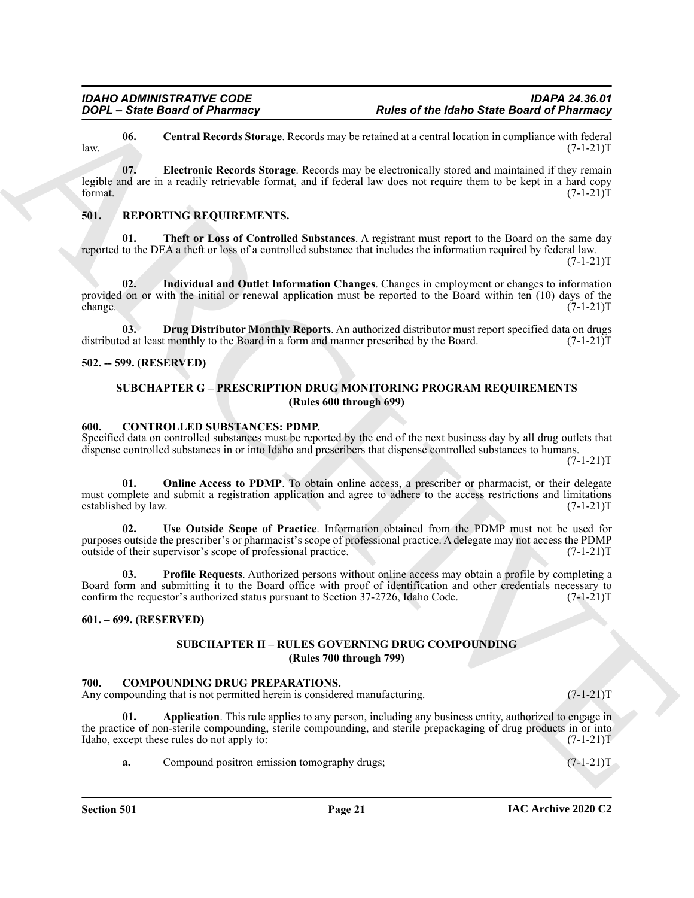**06. Central Records Storage**. Records may be retained at a central location in compliance with federal law. (7-1-21)T

**07. Electronic Records Storage**. Records may be electronically stored and maintained if they remain legible and are in a readily retrievable format, and if federal law does not require them to be kept in a hard copy format. (7-1-21)T

## 501. REPORTING REQUIREMENTS.

**01. Theft or Loss of Controlled Substances**. A registrant must report to the Board on the same day reported to the DEA a theft or loss of a controlled substance that includes the information required by federal law. (7-1-21)T

**02. Individual and Outlet Information Changes**. Changes in employment or changes to information provided on or with the initial or renewal application must be reported to the Board within ten (10) days of the change. (7-1-21)T

**03. Drug Distributor Monthly Reports**. An authorized distributor must report specified data on drugs distributed at least monthly to the Board in a form and manner prescribed by the Board. (7-1-21)T

## 502. -- 599. (RESERVED)

## SUBCHAPTER G – PRESCRIPTION DRUG MONITORING PROGRAM REQUIREMENTS (Rules 600 through 699)

## 600. CONTROLLED SUBSTANCES: PDMP.

Specified data on controlled substances must be reported by the end of the next business day by all drug outlets that dispense controlled substances in or into Idaho and prescribers that dispense controlled substances to humans. (7-1-21)T

**01. Online Access to PDMP**. To obtain online access, a prescriber or pharmacist, or their delegate must complete and submit a registration application and agree to adhere to the access restrictions and limitations established by law. (7-1-21)T

**02. Use Outside Scope of Practice**. Information obtained from the PDMP must not be used for purposes outside the prescriber's or pharmacist's scope of professional practice. A delegate may not access the PDMP outside of their supervisor's scope of professional practice. (7-1-21)T

**03. Profile Requests**. Authorized persons without online access may obtain a profile by completing a Board form and submitting it to the Board office with proof of identification and other credentials necessary to confirm the requestor's authorized status pursuant to Section 37-2726, Idaho Code. (7-1-21)T

## 601. – 699. (RESERVED)

## SUBCHAPTER H – RULES GOVERNING DRUG COMPOUNDING (Rules 700 through 799)

## 700. COMPOUNDING DRUG PREPARATIONS.

Any compounding that is not permitted herein is considered manufacturing. (7-1-21)T

**01. Application**. This rule applies to any person, including any business entity, authorized to engage in the practice of non-sterile compounding, sterile compounding, and sterile prepackaging of drug products in or into Idaho, except these rules do not apply to: (7-1-21)T

**a.** Compound positron emission tomography drugs; (7-1-21)T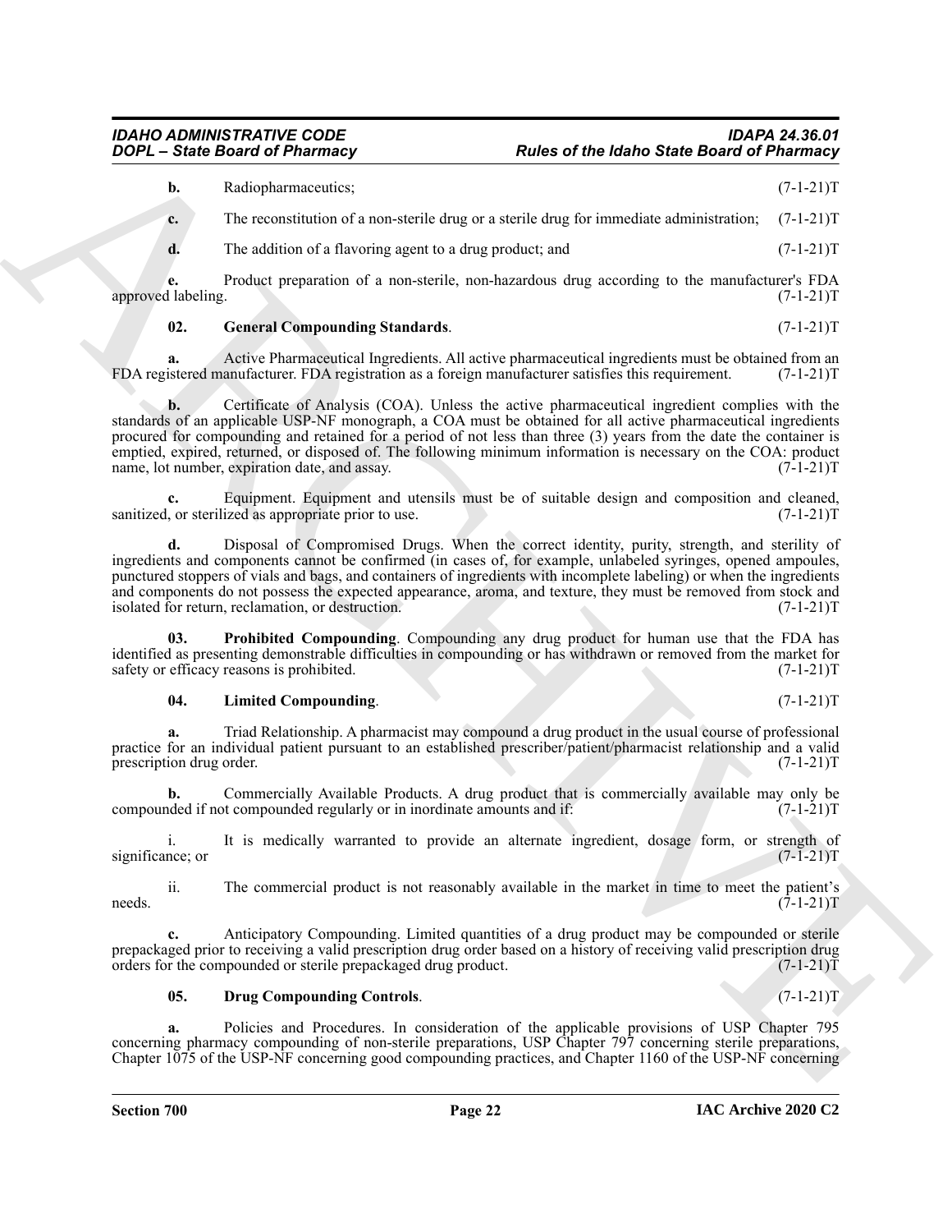**b.** Radiopharmaceutics; (7-1-21)T

**c.** The reconstitution of a non-sterile drug or a sterile drug for immediate administration; (7-1-21)T

**d.** The addition of a flavoring agent to a drug product; and (7-1-21)T

**e.** Product preparation of a non-sterile, non-hazardous drug according to the manufacturer's FDA approved labeling. (7-1-21)T

**02. General Compounding Standards**. (7-1-21)T

**a.** Active Pharmaceutical Ingredients. All active pharmaceutical ingredients must be obtained from an FDA registered manufacturer. FDA registration as a foreign manufacturer satisfies this requirement. (7-1-21)T

**b.** Certificate of Analysis (COA). Unless the active pharmaceutical ingredient complies with the standards of an applicable USP-NF monograph, a COA must be obtained for all active pharmaceutical ingredients procured for compounding and retained for a period of not less than three (3) years from the date the container is emptied, expired, returned, or disposed of. The following minimum information is necessary on the COA: product name, lot number, expiration date, and assay. (7-1-21)T

**c.** Equipment. Equipment and utensils must be of suitable design and composition and cleaned, sanitized, or sterilized as appropriate prior to use. (7-1-21)T

**d.** Disposal of Compromised Drugs. When the correct identity, purity, strength, and sterility of ingredients and components cannot be confirmed (in cases of, for example, unlabeled syringes, opened ampoules, punctured stoppers of vials and bags, and containers of ingredients with incomplete labeling) or when the ingredients and components do not possess the expected appearance, aroma, and texture, they must be removed from stock and isolated for return, reclamation, or destruction. (7-1-21)T

**03. Prohibited Compounding**. Compounding any drug product for human use that the FDA has identified as presenting demonstrable difficulties in compounding or has withdrawn or removed from the market for safety or efficacy reasons is prohibited. (7-1-21)T

**04. Limited Compounding**. (7-1-21)T

**a.** Triad Relationship. A pharmacist may compound a drug product in the usual course of professional practice for an individual patient pursuant to an established prescriber/patient/pharmacist relationship and a valid prescription drug order. (7-1-21)T

**b.** Commercially Available Products. A drug product that is commercially available may only be compounded if not compounded regularly or in inordinate amounts and if: (7-1-21)T

i. It is medically warranted to provide an alternate ingredient, dosage form, or strength of significance; or (7-1-21)T

ii. The commercial product is not reasonably available in the market in time to meet the patient's needs. (7-1-21)T

**c.** Anticipatory Compounding. Limited quantities of a drug product may be compounded or sterile prepackaged prior to receiving a valid prescription drug order based on a history of receiving valid prescription drug orders for the compounded or sterile prepackaged drug product. (7-1-21)T

**05. Drug Compounding Controls**. (7-1-21)T

**a.** Policies and Procedures. In consideration of the applicable provisions of USP Chapter 795 concerning pharmacy compounding of non-sterile preparations, USP Chapter 797 concerning sterile preparations, Chapter 1075 of the USP-NF concerning good compounding practices, and Chapter 1160 of the USP-NF concerning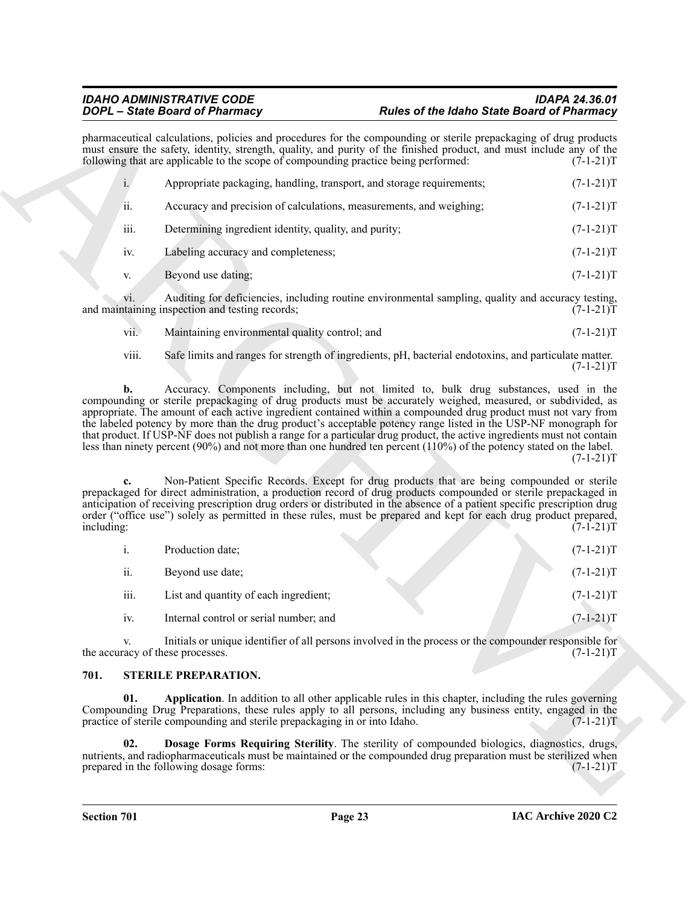pharmaceutical calculations, policies and procedures for the compounding or sterile prepackaging of drug products must ensure the safety, identity, strength, quality, and purity of the finished product, and must include any of the following that are applicable to the scope of compounding practice being performed: (7-1-21)T

i. Appropriate packaging, handling, transport, and storage requirements; (7-1-21)T

ii. Accuracy and precision of calculations, measurements, and weighing; (7-1-21)T

iii. Determining ingredient identity, quality, and purity; (7-1-21)T

iv. Labeling accuracy and completeness; (7-1-21)T

v. Beyond use dating; (7-1-21)T

vi. Auditing for deficiencies, including routine environmental sampling, quality and accuracy testing, and maintaining inspection and testing records; (7-1-21)T

vii. Maintaining environmental quality control; and (7-1-21)T

viii. Safe limits and ranges for strength of ingredients, pH, bacterial endotoxins, and particulate matter. (7-1-21)T

**b.** Accuracy. Components including, but not limited to, bulk drug substances, used in the compounding or sterile prepackaging of drug products must be accurately weighed, measured, or subdivided, as appropriate. The amount of each active ingredient contained within a compounded drug product must not vary from the labeled potency by more than the drug product's acceptable potency range listed in the USP-NF monograph for that product. If USP-NF does not publish a range for a particular drug product, the active ingredients must not contain less than ninety percent (90%) and not more than one hundred ten percent (110%) of the potency stated on the label. (7-1-21)T

**c.** Non-Patient Specific Records. Except for drug products that are being compounded or sterile prepackaged for direct administration, a production record of drug products compounded or sterile prepackaged in anticipation of receiving prescription drug orders or distributed in the absence of a patient specific prescription drug order ("office use") solely as permitted in these rules, must be prepared and kept for each drug product prepared, including: (7-1-21)T

i. Production date; (7-1-21)T

ii. Beyond use date; (7-1-21)T

iii. List and quantity of each ingredient; (7-1-21)T

iv. Internal control or serial number; and (7-1-21)T

v. Initials or unique identifier of all persons involved in the process or the compounder responsible for the accuracy of these processes. (7-1-21)T

## 701. STERILE PREPARATION.

**01. Application**. In addition to all other applicable rules in this chapter, including the rules governing Compounding Drug Preparations, these rules apply to all persons, including any business entity, engaged in the practice of sterile compounding and sterile prepackaging in or into Idaho. (7-1-21)T

**02. Dosage Forms Requiring Sterility**. The sterility of compounded biologics, diagnostics, drugs, nutrients, and radiopharmaceuticals must be maintained or the compounded drug preparation must be sterilized when prepared in the following dosage forms: (7-1-21)T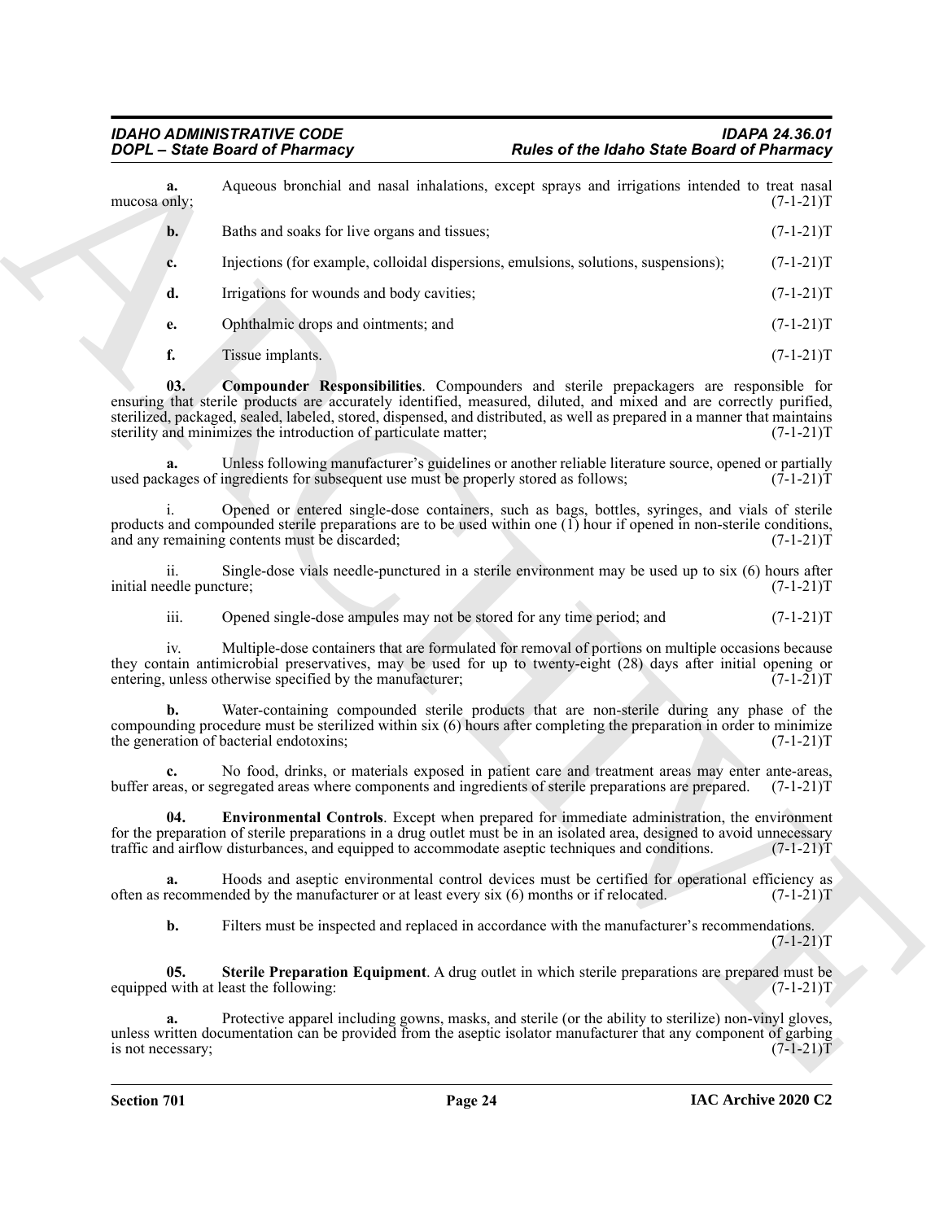**a.** Aqueous bronchial and nasal inhalations, except sprays and irrigations intended to treat nasal mucosa only; (7-1-21)T

**b.** Baths and soaks for live organs and tissues; (7-1-21)T

**c.** Injections (for example, colloidal dispersions, emulsions, solutions, suspensions); (7-1-21)T

**d.** Irrigations for wounds and body cavities; (7-1-21)T

**e.** Ophthalmic drops and ointments; and (7-1-21)T

**f.** Tissue implants. (7-1-21)T

**03. Compounder Responsibilities**. Compounders and sterile prepackagers are responsible for ensuring that sterile products are accurately identified, measured, diluted, and mixed and are correctly purified, sterilized, packaged, sealed, labeled, stored, dispensed, and distributed, as well as prepared in a manner that maintains sterility and minimizes the introduction of particulate matter; (7-1-21)T

**a.** Unless following manufacturer's guidelines or another reliable literature source, opened or partially used packages of ingredients for subsequent use must be properly stored as follows; (7-1-21)T

i. Opened or entered single-dose containers, such as bags, bottles, syringes, and vials of sterile products and compounded sterile preparations are to be used within one (1) hour if opened in non-sterile conditions, and any remaining contents must be discarded; (7-1-21)T

ii. Single-dose vials needle-punctured in a sterile environment may be used up to six (6) hours after initial needle puncture; (7-1-21)T

iii. Opened single-dose ampules may not be stored for any time period; and (7-1-21)T

iv. Multiple-dose containers that are formulated for removal of portions on multiple occasions because they contain antimicrobial preservatives, may be used for up to twenty-eight (28) days after initial opening or entering, unless otherwise specified by the manufacturer; (7-1-21)T

**b.** Water-containing compounded sterile products that are non-sterile during any phase of the compounding procedure must be sterilized within six (6) hours after completing the preparation in order to minimize the generation of bacterial endotoxins; (7-1-21)T

**c.** No food, drinks, or materials exposed in patient care and treatment areas may enter ante-areas, buffer areas, or segregated areas where components and ingredients of sterile preparations are prepared. (7-1-21)T

**04. Environmental Controls**. Except when prepared for immediate administration, the environment for the preparation of sterile preparations in a drug outlet must be in an isolated area, designed to avoid unnecessary traffic and airflow disturbances, and equipped to accommodate aseptic techniques and conditions. (7-1-21)T

**a.** Hoods and aseptic environmental control devices must be certified for operational efficiency as often as recommended by the manufacturer or at least every six (6) months or if relocated. (7-1-21)T

**b.** Filters must be inspected and replaced in accordance with the manufacturer's recommendations. (7-1-21)T

**05. Sterile Preparation Equipment**. A drug outlet in which sterile preparations are prepared must be equipped with at least the following: (7-1-21)T

**a.** Protective apparel including gowns, masks, and sterile (or the ability to sterilize) non-vinyl gloves, unless written documentation can be provided from the aseptic isolator manufacturer that any component of garbing is not necessary; (7-1-21)T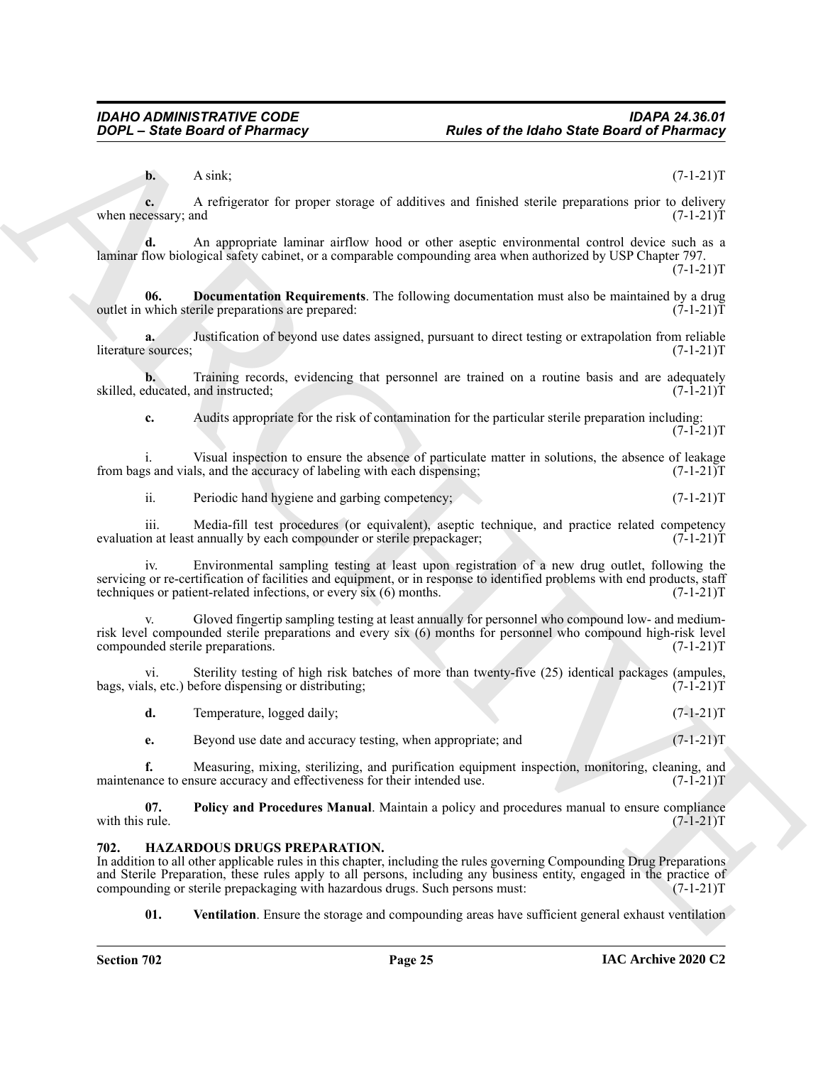**b.** A sink; (7-1-21)T

**c.** A refrigerator for proper storage of additives and finished sterile preparations prior to delivery when necessary; and (7-1-21)T

**d.** An appropriate laminar airflow hood or other aseptic environmental control device such as a laminar flow biological safety cabinet, or a comparable compounding area when authorized by USP Chapter 797. (7-1-21)T

**06. Documentation Requirements**. The following documentation must also be maintained by a drug outlet in which sterile preparations are prepared: (7-1-21)T

**a.** Justification of beyond use dates assigned, pursuant to direct testing or extrapolation from reliable literature sources; (7-1-21)T

**b.** Training records, evidencing that personnel are trained on a routine basis and are adequately skilled, educated, and instructed; (7-1-21)T

**c.** Audits appropriate for the risk of contamination for the particular sterile preparation including: (7-1-21)T

i. Visual inspection to ensure the absence of particulate matter in solutions, the absence of leakage from bags and vials, and the accuracy of labeling with each dispensing; (7-1-21)T

ii. Periodic hand hygiene and garbing competency; (7-1-21)T

iii. Media-fill test procedures (or equivalent), aseptic technique, and practice related competency evaluation at least annually by each compounder or sterile prepackager; (7-1-21)T

iv. Environmental sampling testing at least upon registration of a new drug outlet, following the servicing or re-certification of facilities and equipment, or in response to identified problems with end products, staff techniques or patient-related infections, or every six (6) months. (7-1-21)T

v. Gloved fingertip sampling testing at least annually for personnel who compound low- and medium-risk level compounded sterile preparations and every six (6) months for personnel who compound high-risk level compounded sterile preparations. (7-1-21)T

vi. Sterility testing of high risk batches of more than twenty-five (25) identical packages (ampules, bags, vials, etc.) before dispensing or distributing; (7-1-21)T

**d.** Temperature, logged daily; (7-1-21)T

**e.** Beyond use date and accuracy testing, when appropriate; and (7-1-21)T

**f.** Measuring, mixing, sterilizing, and purification equipment inspection, monitoring, cleaning, and maintenance to ensure accuracy and effectiveness for their intended use. (7-1-21)T

**07. Policy and Procedures Manual**. Maintain a policy and procedures manual to ensure compliance with this rule. (7-1-21)T

## 702. HAZARDOUS DRUGS PREPARATION.

In addition to all other applicable rules in this chapter, including the rules governing Compounding Drug Preparations and Sterile Preparation, these rules apply to all persons, including any business entity, engaged in the practice of compounding or sterile prepackaging with hazardous drugs. Such persons must: (7-1-21)T

**01. Ventilation**. Ensure the storage and compounding areas have sufficient general exhaust ventilation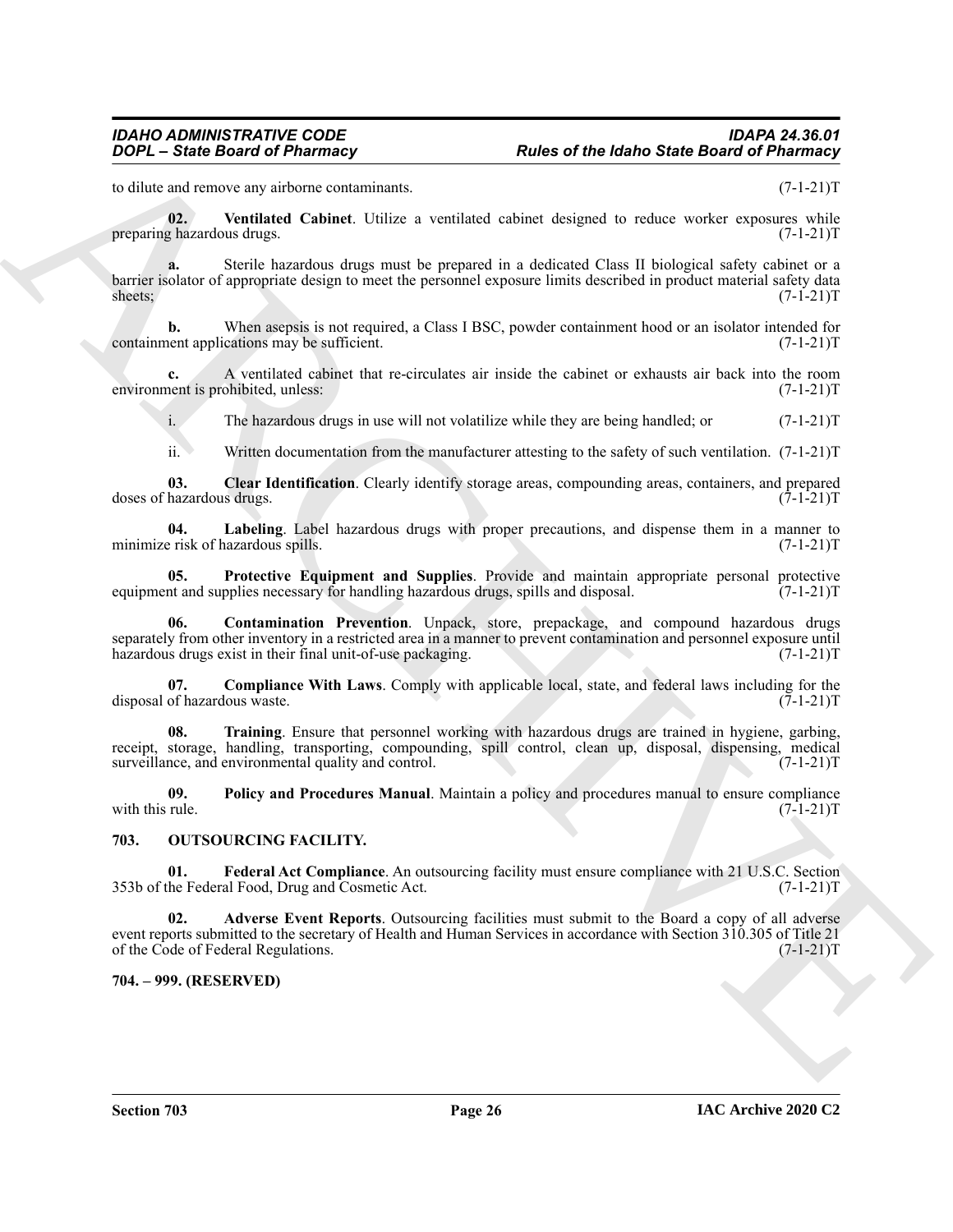to dilute and remove any airborne contaminants. (7-1-21)T

**02. Ventilated Cabinet**. Utilize a ventilated cabinet designed to reduce worker exposures while preparing hazardous drugs. (7-1-21)T

**a.** Sterile hazardous drugs must be prepared in a dedicated Class II biological safety cabinet or a barrier isolator of appropriate design to meet the personnel exposure limits described in product material safety data sheets; (7-1-21)T

**b.** When asepsis is not required, a Class I BSC, powder containment hood or an isolator intended for containment applications may be sufficient. (7-1-21)T

**c.** A ventilated cabinet that re-circulates air inside the cabinet or exhausts air back into the room environment is prohibited, unless: (7-1-21)T

i. The hazardous drugs in use will not volatilize while they are being handled; or (7-1-21)T

ii. Written documentation from the manufacturer attesting to the safety of such ventilation. (7-1-21)T

**03. Clear Identification**. Clearly identify storage areas, compounding areas, containers, and prepared doses of hazardous drugs. (7-1-21)T

**04. Labeling**. Label hazardous drugs with proper precautions, and dispense them in a manner to minimize risk of hazardous spills. (7-1-21)T

**05. Protective Equipment and Supplies**. Provide and maintain appropriate personal protective equipment and supplies necessary for handling hazardous drugs, spills and disposal. (7-1-21)T

**06. Contamination Prevention**. Unpack, store, prepackage, and compound hazardous drugs separately from other inventory in a restricted area in a manner to prevent contamination and personnel exposure until hazardous drugs exist in their final unit-of-use packaging. (7-1-21)T

**07. Compliance With Laws**. Comply with applicable local, state, and federal laws including for the disposal of hazardous waste. (7-1-21)T

**08. Training**. Ensure that personnel working with hazardous drugs are trained in hygiene, garbing, receipt, storage, handling, transporting, compounding, spill control, clean up, disposal, dispensing, medical surveillance, and environmental quality and control. (7-1-21)T

**09. Policy and Procedures Manual**. Maintain a policy and procedures manual to ensure compliance with this rule. (7-1-21)T

## 703. OUTSOURCING FACILITY.

**01. Federal Act Compliance**. An outsourcing facility must ensure compliance with 21 U.S.C. Section 353b of the Federal Food, Drug and Cosmetic Act. (7-1-21)T

**02. Adverse Event Reports**. Outsourcing facilities must submit to the Board a copy of all adverse event reports submitted to the secretary of Health and Human Services in accordance with Section 310.305 of Title 21 of the Code of Federal Regulations. (7-1-21)T

## 704. – 999. (RESERVED)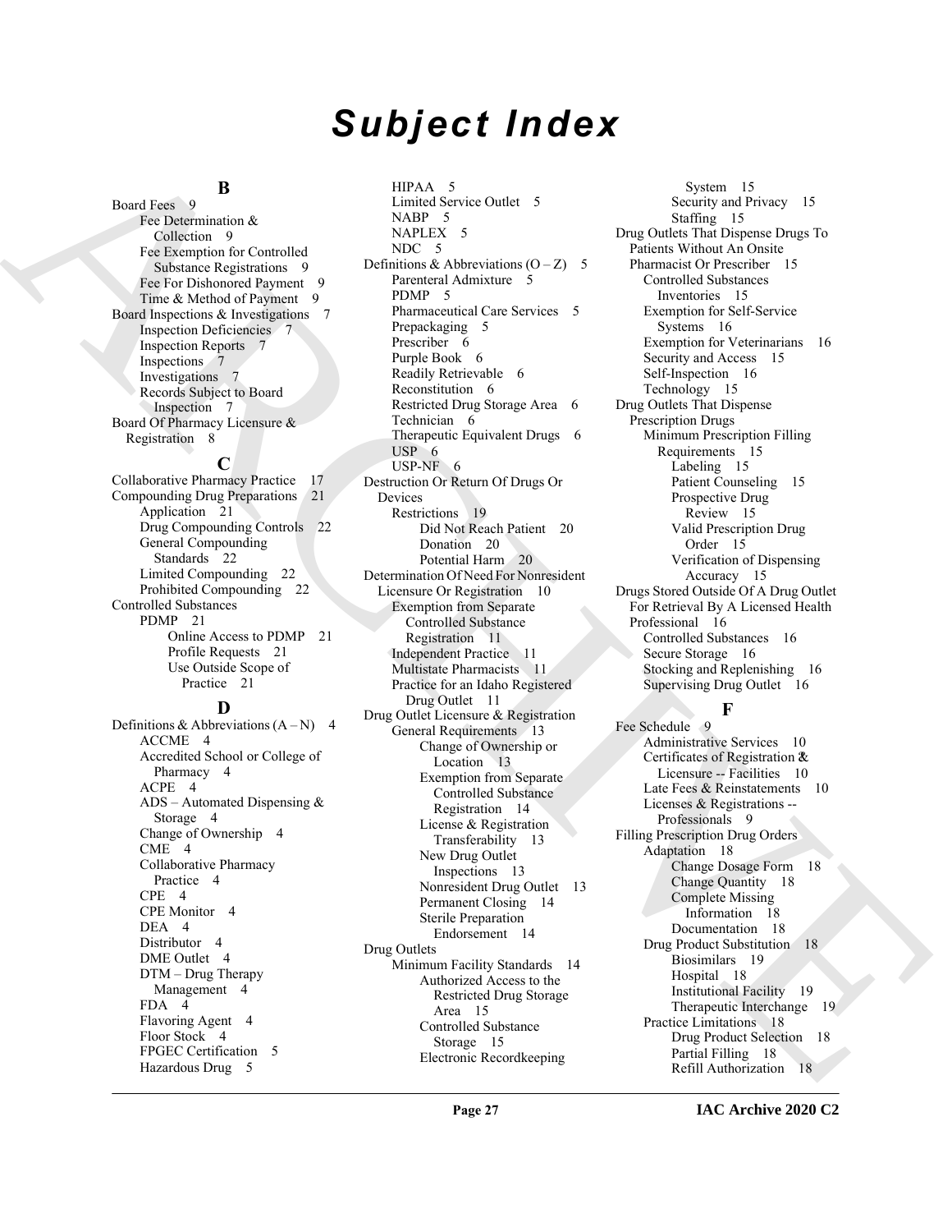# Subject Index

## B

Board Fees 9
- Fee Determination & Collection 9
- Fee Exemption for Controlled Substance Registrations 9
- Fee For Dishonored Payment 9
- Time & Method of Payment 9

Board Inspections & Investigations 7
- Inspection Deficiencies 7
- Inspection Reports 7
- Inspections 7
- Investigations 7
- Records Subject to Board Inspection 7

Board Of Pharmacy Licensure & Registration 8

## C

Collaborative Pharmacy Practice 17

Compounding Drug Preparations 21
- Application 21
- Drug Compounding Controls 22
- General Compounding Standards 22
- Limited Compounding 22
- Prohibited Compounding 22

Controlled Substances
- PDMP 21
  - Online Access to PDMP 21
  - Profile Requests 21
  - Use Outside Scope of Practice 21

## D

Definitions & Abbreviations (A – N) 4
- ACCME 4
- Accredited School or College of Pharmacy 4
- ACPE 4
- ADS – Automated Dispensing & Storage 4
- Change of Ownership 4
- CME 4
- Collaborative Pharmacy Practice 4
- CPE 4
- CPE Monitor 4
- DEA 4
- Distributor 4
- DME Outlet 4
- DTM – Drug Therapy Management 4
- FDA 4
- Flavoring Agent 4
- Floor Stock 4
- FPGEC Certification 5
- Hazardous Drug 5
- HIPAA 5
- Limited Service Outlet 5
- NABP 5
- NAPLEX 5
- NDC 5

Definitions & Abbreviations (O – Z) 5
- Parenteral Admixture 5
- PDMP 5
- Pharmaceutical Care Services 5
- Prepackaging 5
- Prescriber 6
- Purple Book 6
- Readily Retrievable 6
- Reconstitution 6
- Restricted Drug Storage Area 6
- Technician 6
- Therapeutic Equivalent Drugs 6
- USP 6
- USP-NF 6

Destruction Or Return Of Drugs Or Devices
- Restrictions 19
  - Did Not Reach Patient 20
  - Donation 20
  - Potential Harm 20

Determination Of Need For Nonresident Licensure Or Registration 10
- Exemption from Separate Controlled Substance Registration 11
- Independent Practice 11
- Multistate Pharmacists 11
- Practice for an Idaho Registered Drug Outlet 11

Drug Outlet Licensure & Registration
- General Requirements 13
  - Change of Ownership or Location 13
  - Exemption from Separate Controlled Substance Registration 14
  - License & Registration Transferability 13
  - New Drug Outlet Inspections 13
  - Nonresident Drug Outlet 13
  - Permanent Closing 14
  - Sterile Preparation Endorsement 14

Drug Outlets
- Minimum Facility Standards 14
  - Authorized Access to the Restricted Drug Storage Area 15
  - Controlled Substance Storage 15
  - Electronic Recordkeeping System 15
  - Security and Privacy 15
  - Staffing 15

Drug Outlets That Dispense Drugs To Patients Without An Onsite Pharmacist Or Prescriber 15
- Controlled Substances Inventories 15
- Exemption for Self-Service Systems 16
- Exemption for Veterinarians 16
- Security and Access 15
- Self-Inspection 16
- Technology 15

Drug Outlets That Dispense Prescription Drugs
- Minimum Prescription Filling Requirements 15
  - Labeling 15
  - Patient Counseling 15
  - Prospective Drug Review 15
  - Valid Prescription Drug Order 15
  - Verification of Dispensing Accuracy 15

Drugs Stored Outside Of A Drug Outlet For Retrieval By A Licensed Health Professional 16
- Controlled Substances 16
- Secure Storage 16
- Stocking and Replenishing 16
- Supervising Drug Outlet 16

## F

Fee Schedule 9
- Administrative Services 10
- Certificates of Registration & Licensure -- Facilities 10
- Late Fees & Reinstatements 10
- Licenses & Registrations -- Professionals 9

Filling Prescription Drug Orders
- Adaptation 18
  - Change Dosage Form 18
  - Change Quantity 18
  - Complete Missing Information 18
  - Documentation 18
- Drug Product Substitution 18
  - Biosimilars 19
  - Hospital 18
  - Institutional Facility 19
  - Therapeutic Interchange 19
- Practice Limitations 18
  - Drug Product Selection 18
  - Partial Filling 18
  - Refill Authorization 18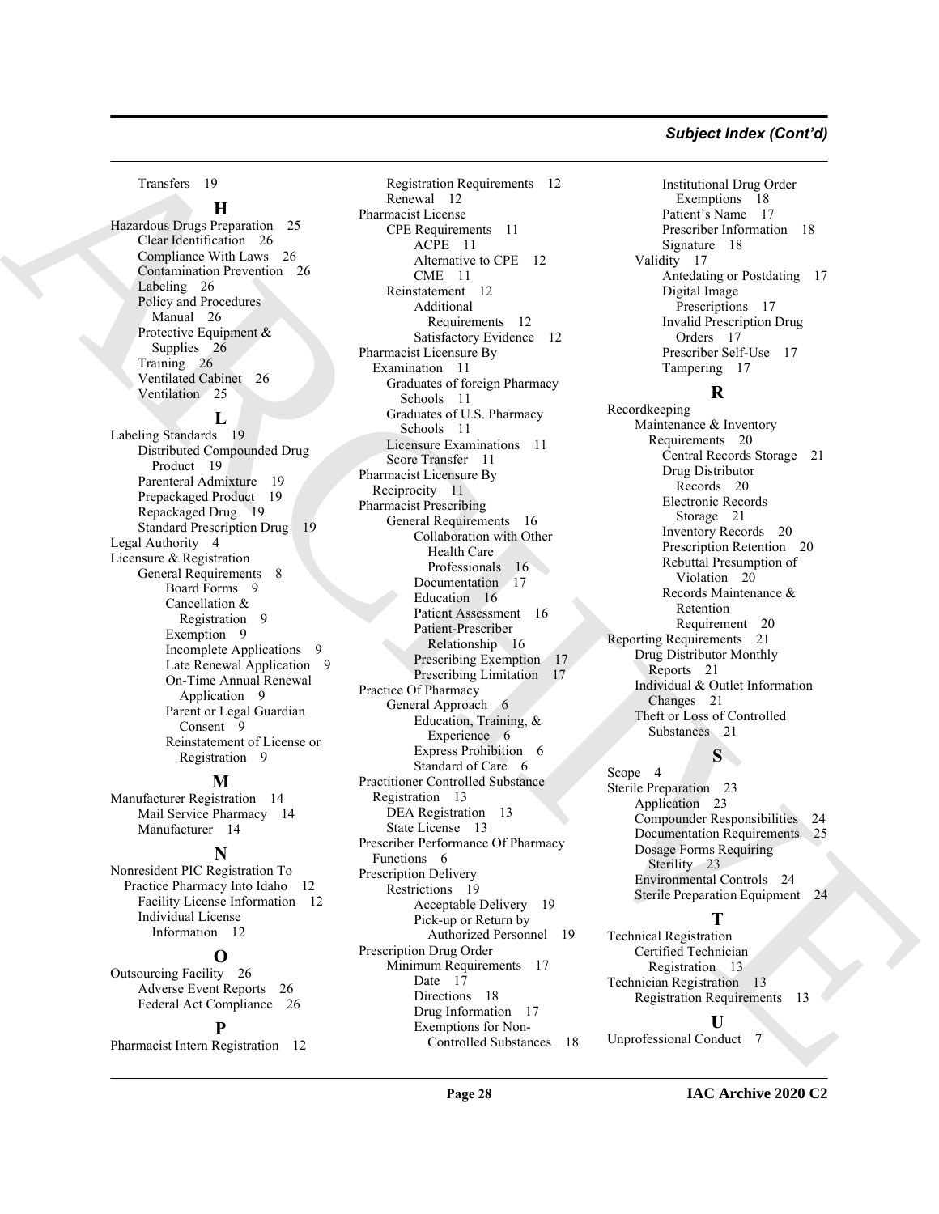## Subject Index (Cont'd)

Transfers 19

**H**

Hazardous Drugs Preparation 25
- Clear Identification 26
- Compliance With Laws 26
- Contamination Prevention 26
- Labeling 26
- Policy and Procedures Manual 26
- Protective Equipment & Supplies 26
- Training 26
- Ventilated Cabinet 26
- Ventilation 25

**L**

Labeling Standards 19
- Distributed Compounded Drug Product 19
- Parenteral Admixture 19
- Prepackaged Product 19
- Repackaged Drug 19
- Standard Prescription Drug 19

Legal Authority 4

Licensure & Registration
- General Requirements 8
  - Board Forms 9
  - Cancellation & Registration 9
  - Exemption 9
  - Incomplete Applications 9
  - Late Renewal Application 9
  - On-Time Annual Renewal Application 9
  - Parent or Legal Guardian Consent 9
  - Reinstatement of License or Registration 9

**M**

Manufacturer Registration 14
- Mail Service Pharmacy 14
- Manufacturer 14

**N**

Nonresident PIC Registration To Practice Pharmacy Into Idaho 12
- Facility License Information 12
- Individual License Information 12

**O**

Outsourcing Facility 26
- Adverse Event Reports 26
- Federal Act Compliance 26

**P**

Pharmacist Intern Registration 12
- Registration Requirements 12
- Renewal 12

Pharmacist License
- CPE Requirements 11
  - ACPE 11
  - Alternative to CPE 12
  - CME 11
- Reinstatement 12
  - Additional Requirements 12
  - Satisfactory Evidence 12

Pharmacist Licensure By Examination 11
- Graduates of foreign Pharmacy Schools 11
- Graduates of U.S. Pharmacy Schools 11
- Licensure Examinations 11
- Score Transfer 11

Pharmacist Licensure By Reciprocity 11

Pharmacist Prescribing
- General Requirements 16
  - Collaboration with Other Health Care Professionals 16
  - Documentation 17
  - Education 16
  - Patient Assessment 16
  - Patient-Prescriber Relationship 16
  - Prescribing Exemption 17
  - Prescribing Limitation 17

Practice Of Pharmacy
- General Approach 6
  - Education, Training, & Experience 6
  - Express Prohibition 6
  - Standard of Care 6

Practitioner Controlled Substance Registration 13
- DEA Registration 13
- State License 13

Prescriber Performance Of Pharmacy Functions 6

Prescription Delivery
- Restrictions 19
  - Acceptable Delivery 19
  - Pick-up or Return by Authorized Personnel 19

Prescription Drug Order
- Minimum Requirements 17
  - Date 17
  - Directions 18
  - Drug Information 17
  - Exemptions for Non-Controlled Substances 18
  - Institutional Drug Order Exemptions 18
  - Patient's Name 17
  - Prescriber Information 18
  - Signature 18
- Validity 17
  - Antedating or Postdating 17
  - Digital Image Prescriptions 17
  - Invalid Prescription Drug Orders 17
  - Prescriber Self-Use 17
  - Tampering 17

**R**

Recordkeeping
- Maintenance & Inventory Requirements 20
  - Central Records Storage 21
  - Drug Distributor Records 20
  - Electronic Records Storage 21
  - Inventory Records 20
  - Prescription Retention 20
  - Rebuttal Presumption of Violation 20
  - Records Maintenance & Retention Requirement 20

Reporting Requirements 21
- Drug Distributor Monthly Reports 21
- Individual & Outlet Information Changes 21
- Theft or Loss of Controlled Substances 21

**S**

Scope 4

Sterile Preparation 23
- Application 23
- Compounder Responsibilities 24
- Documentation Requirements 25
- Dosage Forms Requiring Sterility 23
- Environmental Controls 24
- Sterile Preparation Equipment 24

**T**

Technical Registration
- Certified Technician Registration 13

Technician Registration 13
- Registration Requirements 13

**U**

Unprofessional Conduct 7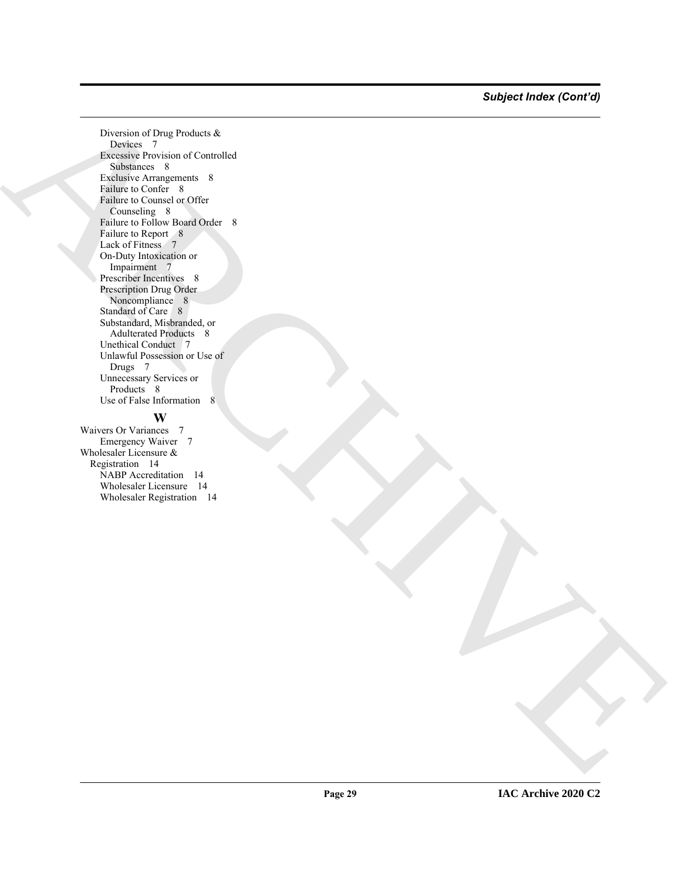Diversion of Drug Products & Devices 7
Excessive Provision of Controlled Substances 8
Exclusive Arrangements 8
Failure to Confer 8
Failure to Counsel or Offer Counseling 8
Failure to Follow Board Order 8
Failure to Report 8
Lack of Fitness 7
On-Duty Intoxication or Impairment 7
Prescriber Incentives 8
Prescription Drug Order Noncompliance 8
Standard of Care 8
Substandard, Misbranded, or Adulterated Products 8
Unethical Conduct 7
Unlawful Possession or Use of Drugs 7
Unnecessary Services or Products 8
Use of False Information 8

**W**

Waivers Or Variances 7
- Emergency Waiver 7

Wholesaler Licensure & Registration 14
- NABP Accreditation 14
- Wholesaler Licensure 14
- Wholesaler Registration 14